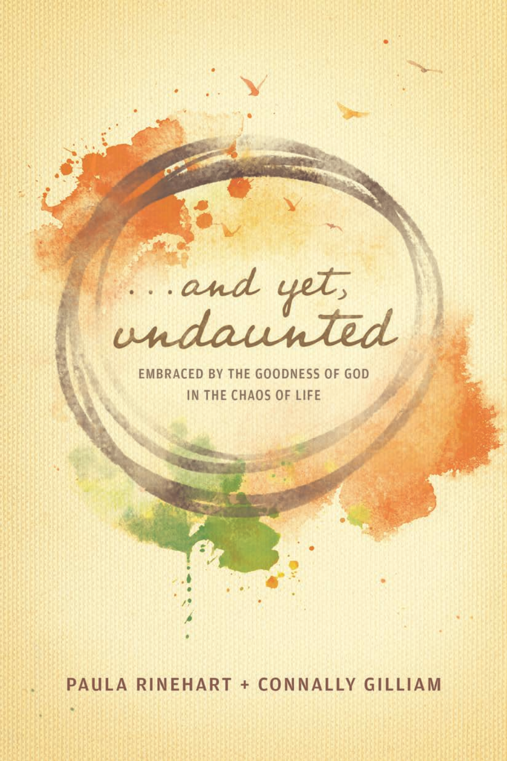# ...and yet, undaunted

## EMBRACED BY THE GOODNESS OF GOD IN THE CHAOS OF LIFE

PAULA RINEHART + CONNALLY GILLIAM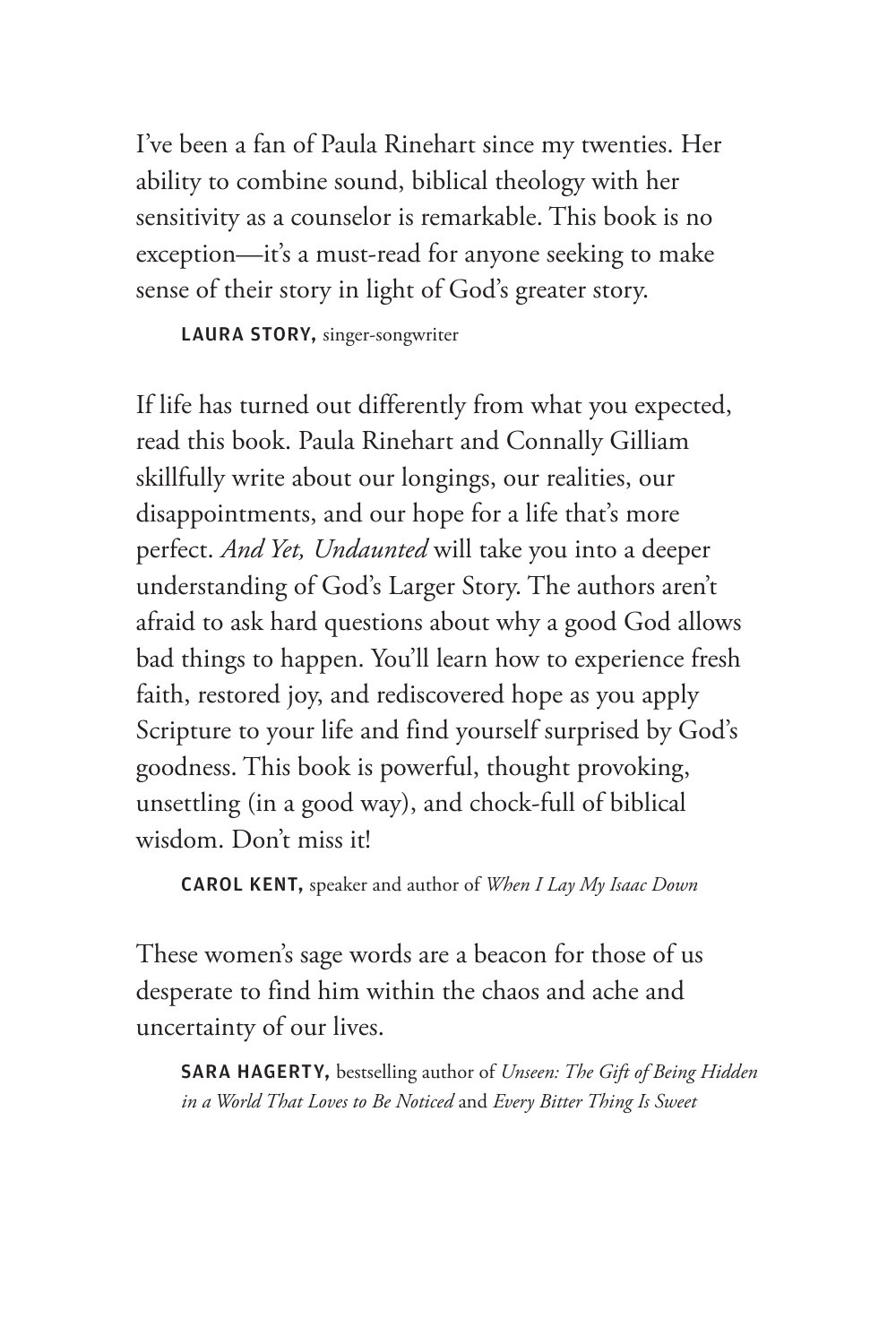I've been a fan of Paula Rinehart since my twenties. Her ability to combine sound, biblical theology with her sensitivity as a counselor is remarkable. This book is no exception—it's a must-read for anyone seeking to make sense of their story in light of God's greater story.

**LAURA STORY,** singer-songwriter

If life has turned out differently from what you expected, read this book. Paula Rinehart and Connally Gilliam skillfully write about our longings, our realities, our disappointments, and our hope for a life that's more perfect. *And Yet, Undaunted* will take you into a deeper understanding of God's Larger Story. The authors aren't afraid to ask hard questions about why a good God allows bad things to happen. You'll learn how to experience fresh faith, restored joy, and rediscovered hope as you apply Scripture to your life and find yourself surprised by God's goodness. This book is powerful, thought provoking, unsettling (in a good way), and chock-full of biblical wisdom. Don't miss it!

**CAROL KENT,** speaker and author of *When I Lay My Isaac Down*

These women's sage words are a beacon for those of us desperate to find him within the chaos and ache and uncertainty of our lives.

**SARA HAGERTY,** bestselling author of *Unseen: The Gift of Being Hidden in a World That Loves to Be Noticed* and *Every Bitter Thing Is Sweet*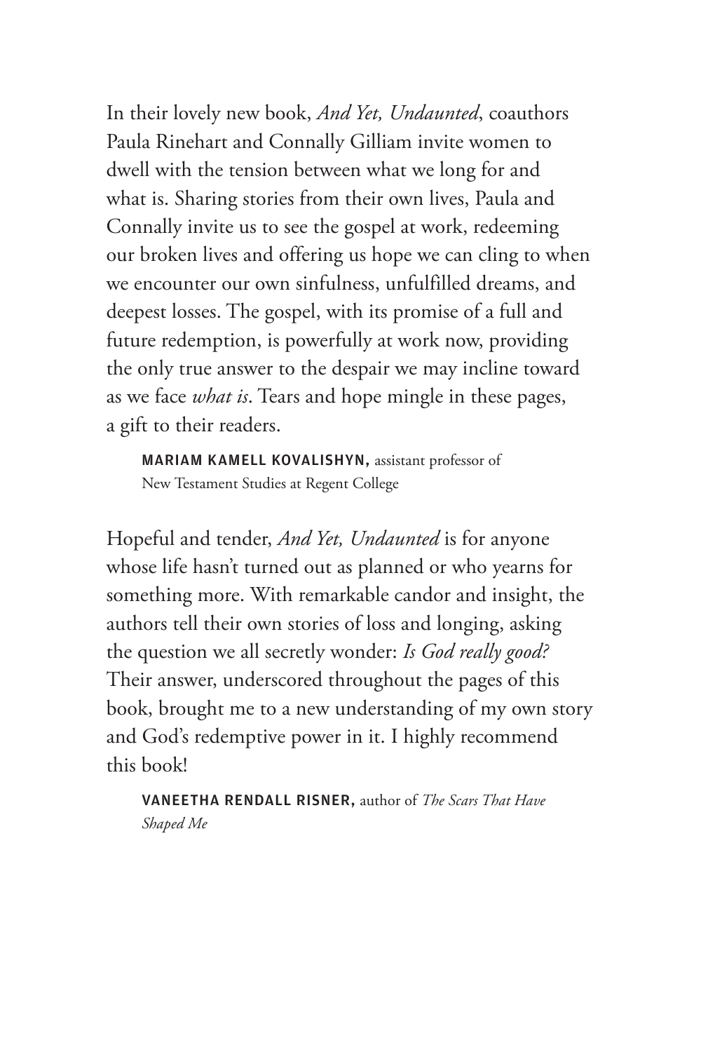In their lovely new book, *And Yet, Undaunted*, coauthors Paula Rinehart and Connally Gilliam invite women to dwell with the tension between what we long for and what is. Sharing stories from their own lives, Paula and Connally invite us to see the gospel at work, redeeming our broken lives and offering us hope we can cling to when we encounter our own sinfulness, unfulfilled dreams, and deepest losses. The gospel, with its promise of a full and future redemption, is powerfully at work now, providing the only true answer to the despair we may incline toward as we face *what is*. Tears and hope mingle in these pages, a gift to their readers.

> **MARIAM KAMELL KOVALISHYN,** assistant professor of New Testament Studies at Regent College

Hopeful and tender, *And Yet, Undaunted* is for anyone whose life hasn't turned out as planned or who yearns for something more. With remarkable candor and insight, the authors tell their own stories of loss and longing, asking the question we all secretly wonder: *Is God really good?* Their answer, underscored throughout the pages of this book, brought me to a new understanding of my own story and God's redemptive power in it. I highly recommend this book!

> **VANEETHA RENDALL RISNER,** author of *The Scars That Have Shaped Me*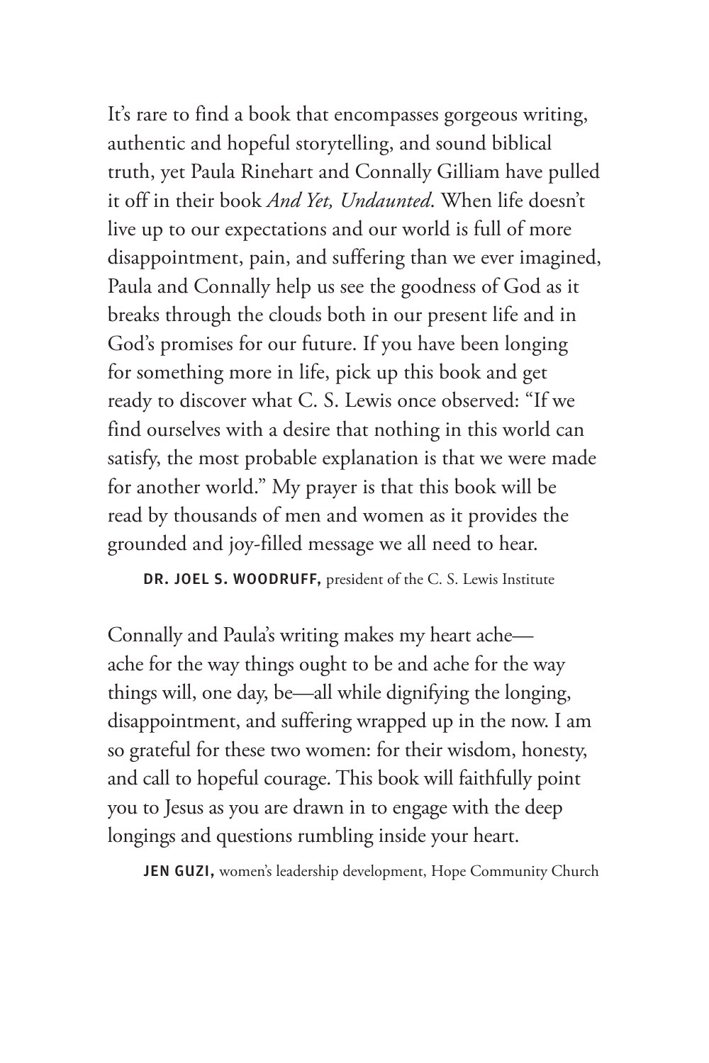It's rare to find a book that encompasses gorgeous writing, authentic and hopeful storytelling, and sound biblical truth, yet Paula Rinehart and Connally Gilliam have pulled it off in their book *And Yet, Undaunted*. When life doesn't live up to our expectations and our world is full of more disappointment, pain, and suffering than we ever imagined, Paula and Connally help us see the goodness of God as it breaks through the clouds both in our present life and in God's promises for our future. If you have been longing for something more in life, pick up this book and get ready to discover what C. S. Lewis once observed: "If we find ourselves with a desire that nothing in this world can satisfy, the most probable explanation is that we were made for another world." My prayer is that this book will be read by thousands of men and women as it provides the grounded and joy-filled message we all need to hear.

**DR. JOEL S. WOODRUFF,** president of the C. S. Lewis Institute

Connally and Paula's writing makes my heart ache—ache for the way things ought to be and ache for the way things will, one day, be—all while dignifying the longing, disappointment, and suffering wrapped up in the now. I am so grateful for these two women: for their wisdom, honesty, and call to hopeful courage. This book will faithfully point you to Jesus as you are drawn in to engage with the deep longings and questions rumbling inside your heart.

**JEN GUZI,** women's leadership development, Hope Community Church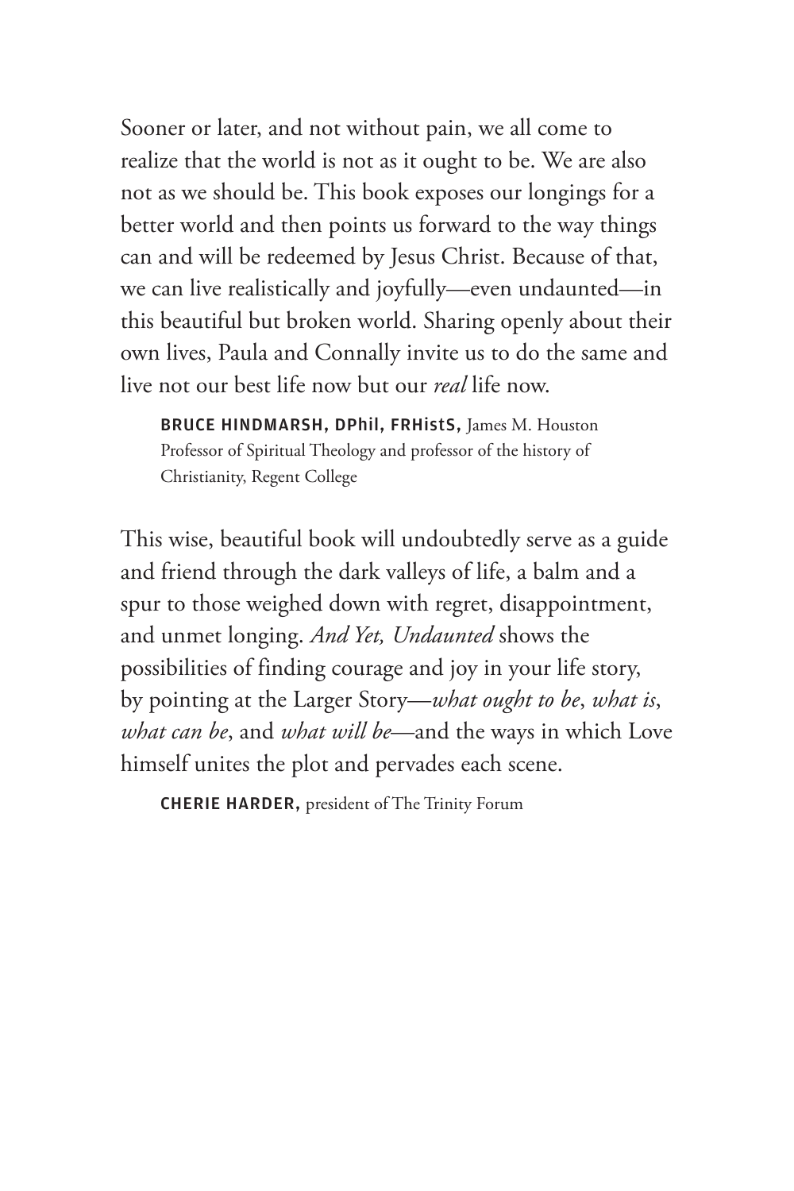Sooner or later, and not without pain, we all come to realize that the world is not as it ought to be. We are also not as we should be. This book exposes our longings for a better world and then points us forward to the way things can and will be redeemed by Jesus Christ. Because of that, we can live realistically and joyfully—even undaunted—in this beautiful but broken world. Sharing openly about their own lives, Paula and Connally invite us to do the same and live not our best life now but our *real* life now.

> **BRUCE HINDMARSH, DPhil, FRHistS,** James M. Houston Professor of Spiritual Theology and professor of the history of Christianity, Regent College

This wise, beautiful book will undoubtedly serve as a guide and friend through the dark valleys of life, a balm and a spur to those weighed down with regret, disappointment, and unmet longing. *And Yet, Undaunted* shows the possibilities of finding courage and joy in your life story, by pointing at the Larger Story—*what ought to be*, *what is*, *what can be*, and *what will be*—and the ways in which Love himself unites the plot and pervades each scene.

> **CHERIE HARDER,** president of The Trinity Forum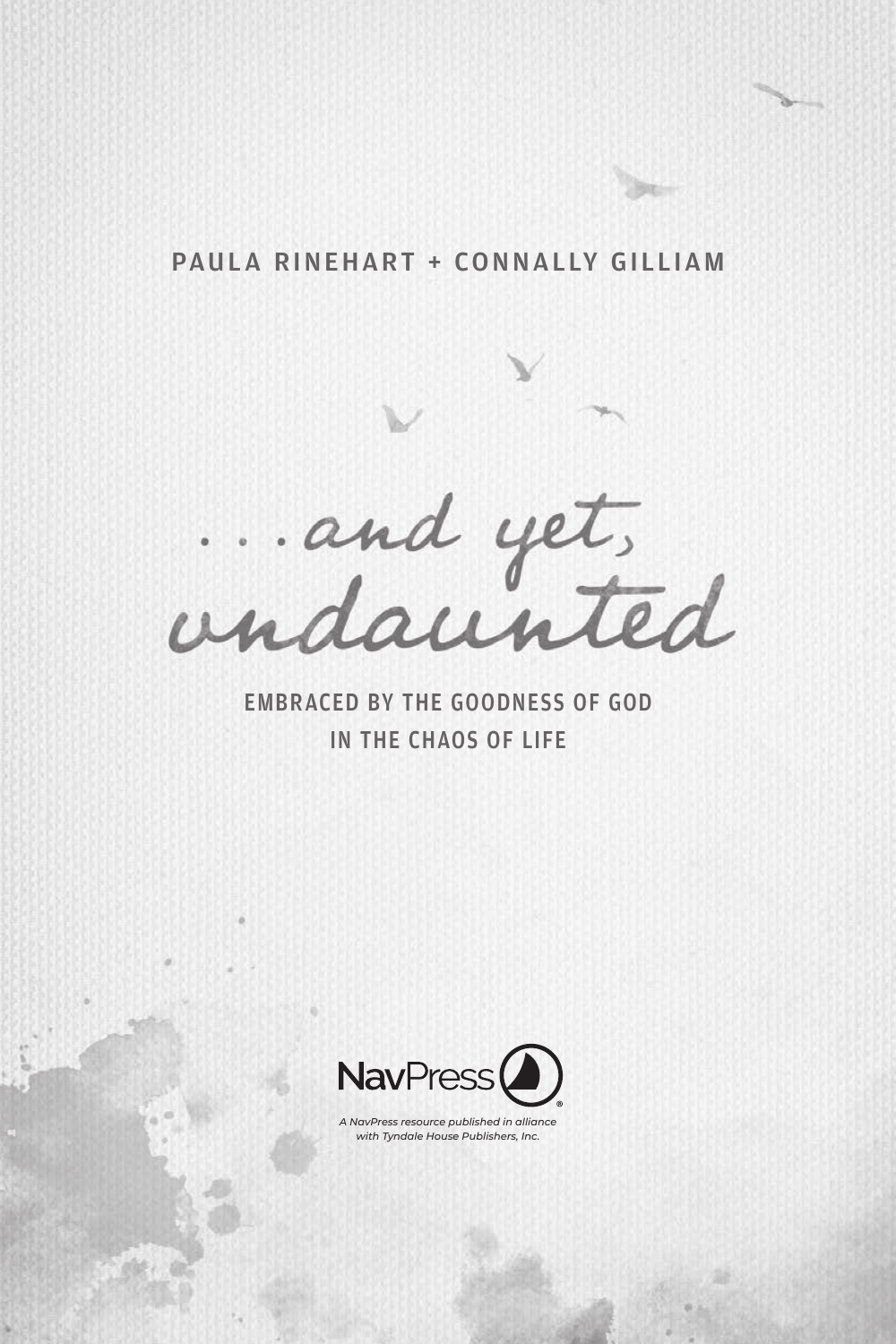PAULA RINEHART + CONNALLY GILLIAM

# . . . and yet, undaunted

## EMBRACED BY THE GOODNESS OF GOD IN THE CHAOS OF LIFE

NavPress®

*A NavPress resource published in alliance with Tyndale House Publishers, Inc.*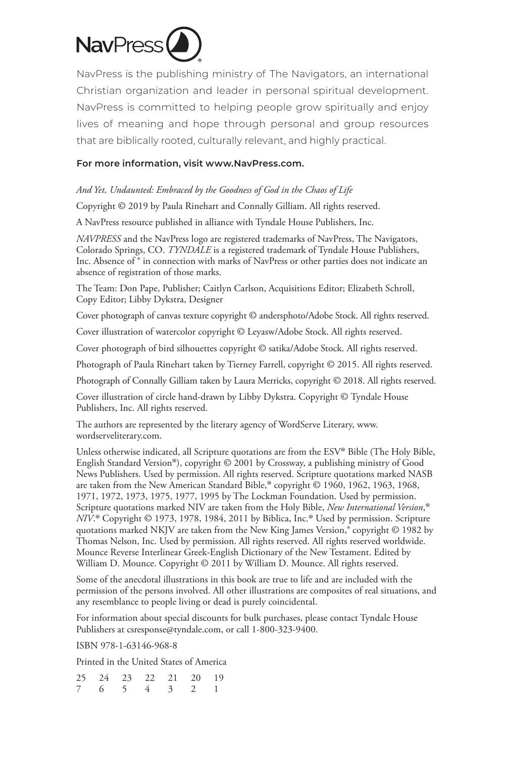NavPress

NavPress is the publishing ministry of The Navigators, an international Christian organization and leader in personal spiritual development. NavPress is committed to helping people grow spiritually and enjoy lives of meaning and hope through personal and group resources that are biblically rooted, culturally relevant, and highly practical.

**For more information, visit www.NavPress.com.**

*And Yet, Undaunted: Embraced by the Goodness of God in the Chaos of Life*

Copyright © 2019 by Paula Rinehart and Connally Gilliam. All rights reserved.

A NavPress resource published in alliance with Tyndale House Publishers, Inc.

*NAVPRESS* and the NavPress logo are registered trademarks of NavPress, The Navigators, Colorado Springs, CO. *TYNDALE* is a registered trademark of Tyndale House Publishers, Inc. Absence of ® in connection with marks of NavPress or other parties does not indicate an absence of registration of those marks.

The Team: Don Pape, Publisher; Caitlyn Carlson, Acquisitions Editor; Elizabeth Schroll, Copy Editor; Libby Dykstra, Designer

Cover photograph of canvas texture copyright © andersphoto/Adobe Stock. All rights reserved.

Cover illustration of watercolor copyright © Leyasw/Adobe Stock. All rights reserved.

Cover photograph of bird silhouettes copyright © satika/Adobe Stock. All rights reserved.

Photograph of Paula Rinehart taken by Tierney Farrell, copyright © 2015. All rights reserved.

Photograph of Connally Gilliam taken by Laura Merricks, copyright © 2018. All rights reserved.

Cover illustration of circle hand-drawn by Libby Dykstra. Copyright © Tyndale House Publishers, Inc. All rights reserved.

The authors are represented by the literary agency of WordServe Literary, www.wordserveliterary.com.

Unless otherwise indicated, all Scripture quotations are from the ESV® Bible (The Holy Bible, English Standard Version®), copyright © 2001 by Crossway, a publishing ministry of Good News Publishers. Used by permission. All rights reserved. Scripture quotations marked NASB are taken from the New American Standard Bible,® copyright © 1960, 1962, 1963, 1968, 1971, 1972, 1973, 1975, 1977, 1995 by The Lockman Foundation. Used by permission. Scripture quotations marked NIV are taken from the Holy Bible, *New International Version*,® *NIV*.® Copyright © 1973, 1978, 1984, 2011 by Biblica, Inc.® Used by permission. Scripture quotations marked NKJV are taken from the New King James Version,® copyright © 1982 by Thomas Nelson, Inc. Used by permission. All rights reserved. All rights reserved worldwide. Mounce Reverse Interlinear Greek-English Dictionary of the New Testament. Edited by William D. Mounce. Copyright © 2011 by William D. Mounce. All rights reserved.

Some of the anecdotal illustrations in this book are true to life and are included with the permission of the persons involved. All other illustrations are composites of real situations, and any resemblance to people living or dead is purely coincidental.

For information about special discounts for bulk purchases, please contact Tyndale House Publishers at csresponse@tyndale.com, or call 1-800-323-9400.

ISBN 978-1-63146-968-8

Printed in the United States of America

25 24 23 22 21 20 19
7 6 5 4 3 2 1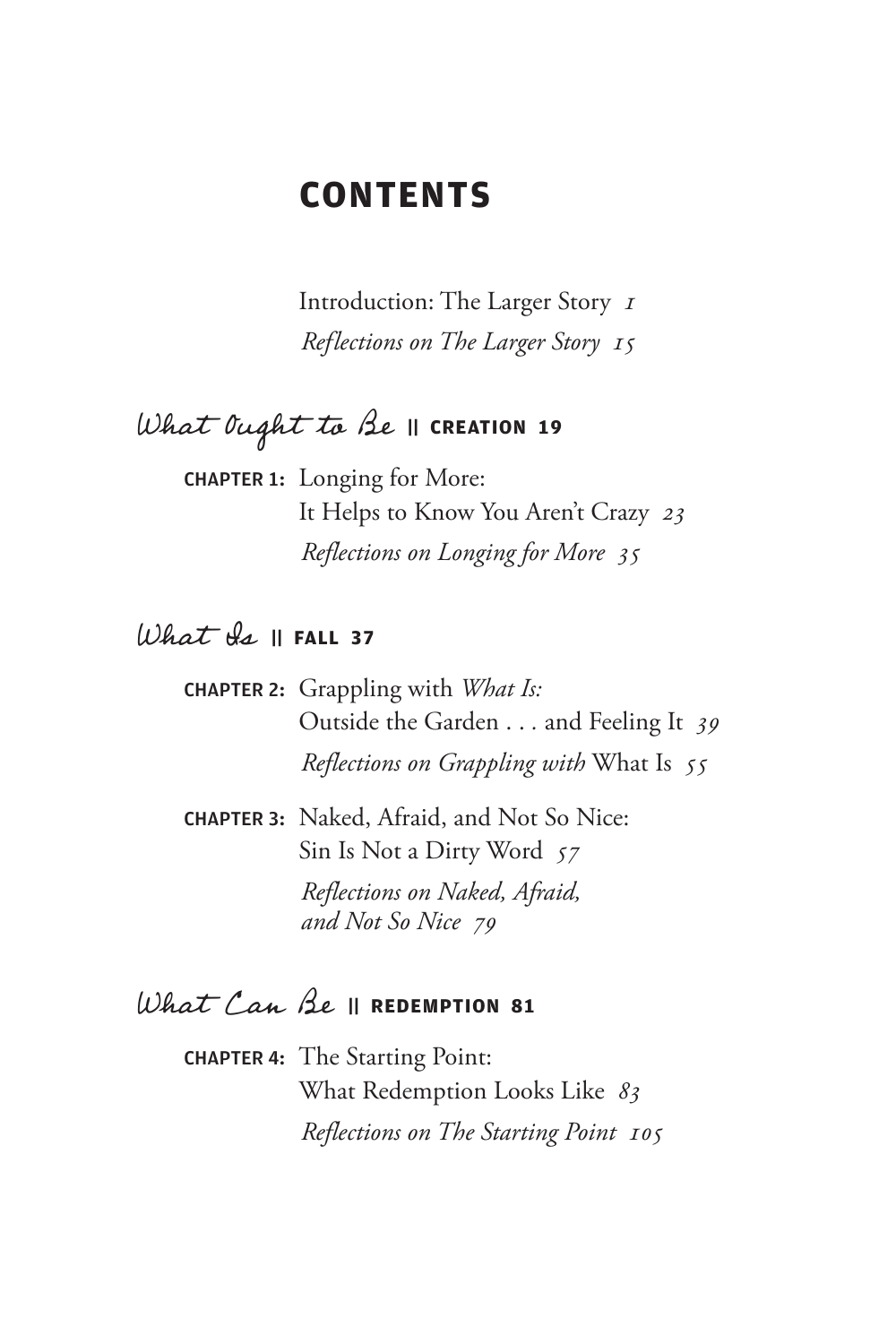# CONTENTS

Introduction: The Larger Story *1*

*Reflections on The Larger Story 15*

## *What Ought to Be* || CREATION 19

**CHAPTER 1:** Longing for More: It Helps to Know You Aren't Crazy *23*

*Reflections on Longing for More 35*

## *What Is* || FALL 37

**CHAPTER 2:** Grappling with *What Is:* Outside the Garden . . . and Feeling It *39*

*Reflections on Grappling with* What Is *55*

**CHAPTER 3:** Naked, Afraid, and Not So Nice: Sin Is Not a Dirty Word *57*

*Reflections on Naked, Afraid, and Not So Nice 79*

## *What Can Be* || REDEMPTION 81

**CHAPTER 4:** The Starting Point: What Redemption Looks Like *83*

*Reflections on The Starting Point 105*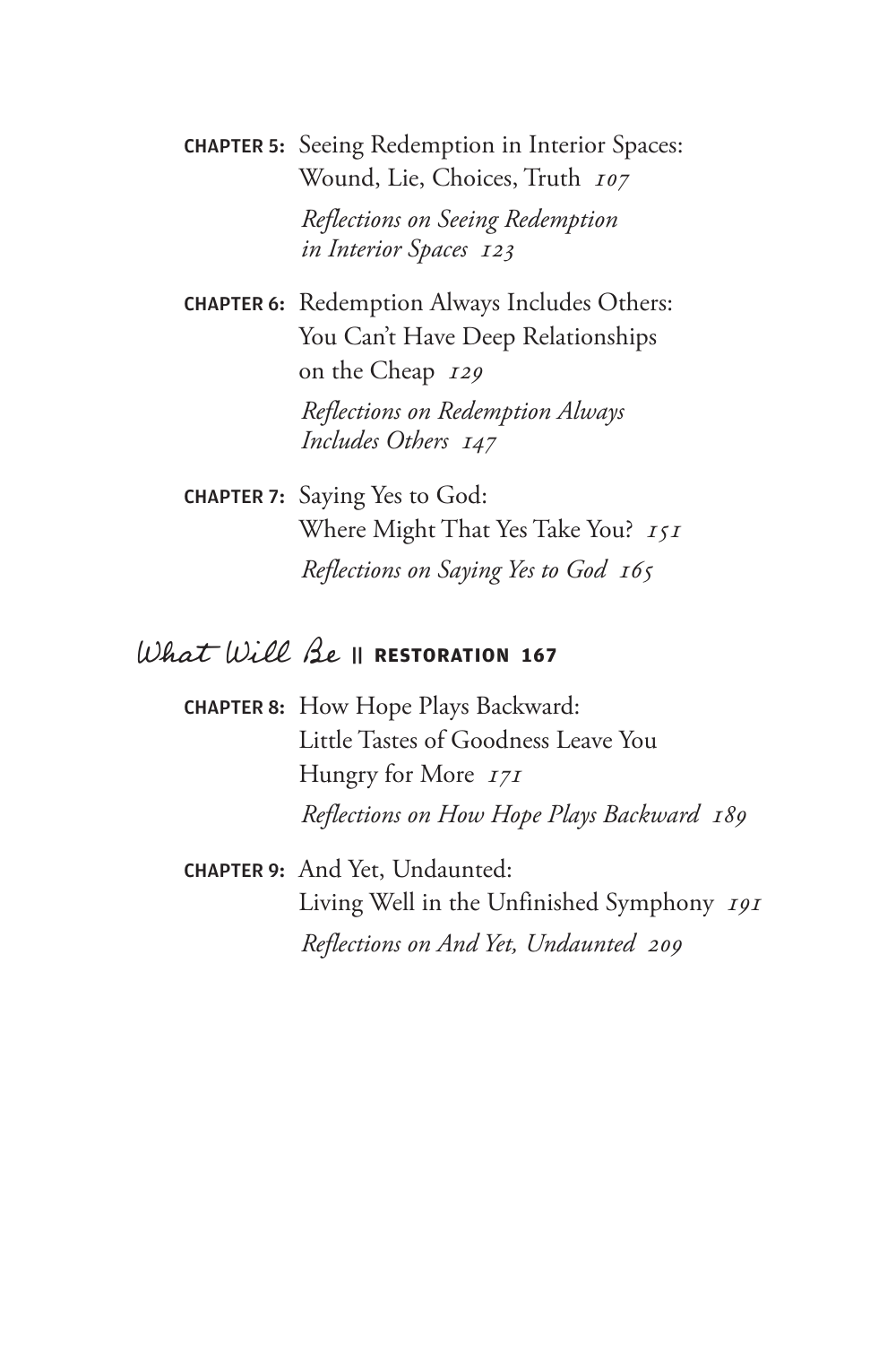**CHAPTER 5:** Seeing Redemption in Interior Spaces: Wound, Lie, Choices, Truth *107*

*Reflections on Seeing Redemption in Interior Spaces 123*

**CHAPTER 6:** Redemption Always Includes Others: You Can't Have Deep Relationships on the Cheap *129*

*Reflections on Redemption Always Includes Others 147*

**CHAPTER 7:** Saying Yes to God: Where Might That Yes Take You? *151*

*Reflections on Saying Yes to God 165*

## What Will Be || RESTORATION 167

**CHAPTER 8:** How Hope Plays Backward: Little Tastes of Goodness Leave You Hungry for More *171*

*Reflections on How Hope Plays Backward 189*

**CHAPTER 9:** And Yet, Undaunted: Living Well in the Unfinished Symphony *191*

*Reflections on And Yet, Undaunted 209*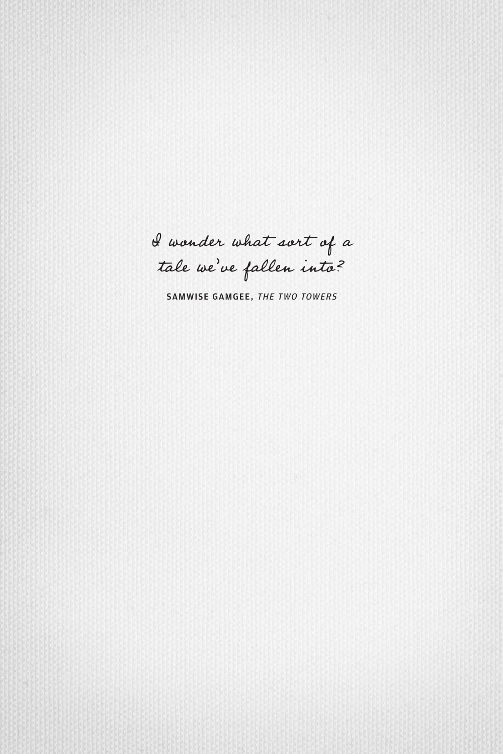*I wonder what sort of a*
*tale we've fallen into?*

**SAMWISE GAMGEE,** ***THE TWO TOWERS***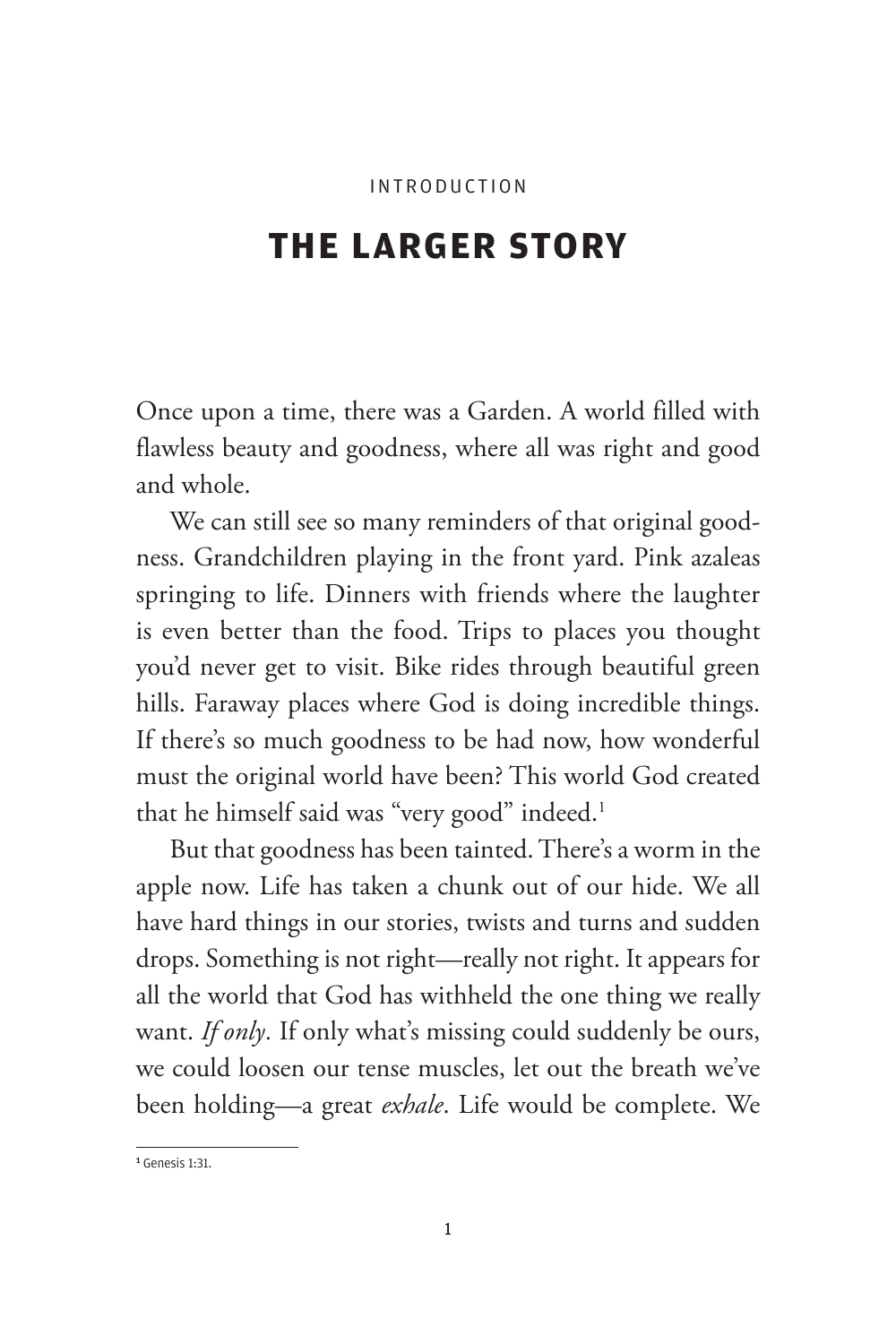INTRODUCTION

# THE LARGER STORY

Once upon a time, there was a Garden. A world filled with flawless beauty and goodness, where all was right and good and whole.

We can still see so many reminders of that original goodness. Grandchildren playing in the front yard. Pink azaleas springing to life. Dinners with friends where the laughter is even better than the food. Trips to places you thought you'd never get to visit. Bike rides through beautiful green hills. Faraway places where God is doing incredible things. If there's so much goodness to be had now, how wonderful must the original world have been? This world God created that he himself said was "very good" indeed.[1]

But that goodness has been tainted. There's a worm in the apple now. Life has taken a chunk out of our hide. We all have hard things in our stories, twists and turns and sudden drops. Something is not right—really not right. It appears for all the world that God has withheld the one thing we really want. *If only.* If only what's missing could suddenly be ours, we could loosen our tense muscles, let out the breath we've been holding—a great *exhale*. Life would be complete. We

---

[1] Genesis 1:31.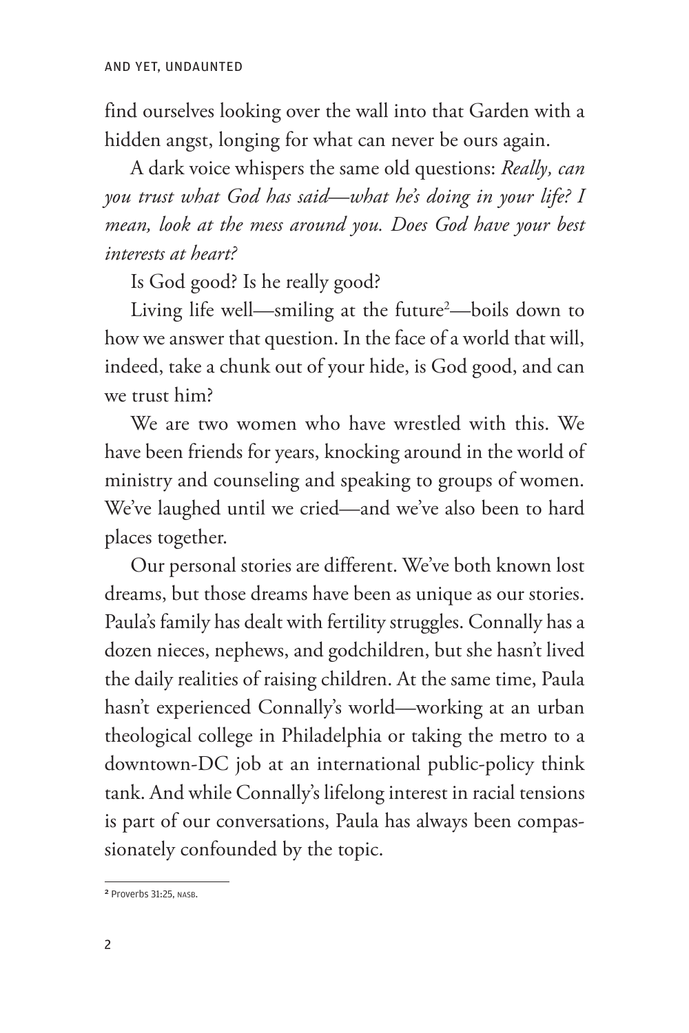find ourselves looking over the wall into that Garden with a hidden angst, longing for what can never be ours again.

A dark voice whispers the same old questions: *Really, can you trust what God has said—what he's doing in your life? I mean, look at the mess around you. Does God have your best interests at heart?*

Is God good? Is he really good?

Living life well—smiling at the future[2]—boils down to how we answer that question. In the face of a world that will, indeed, take a chunk out of your hide, is God good, and can we trust him?

We are two women who have wrestled with this. We have been friends for years, knocking around in the world of ministry and counseling and speaking to groups of women. We've laughed until we cried—and we've also been to hard places together.

Our personal stories are different. We've both known lost dreams, but those dreams have been as unique as our stories. Paula's family has dealt with fertility struggles. Connally has a dozen nieces, nephews, and godchildren, but she hasn't lived the daily realities of raising children. At the same time, Paula hasn't experienced Connally's world—working at an urban theological college in Philadelphia or taking the metro to a downtown-DC job at an international public-policy think tank. And while Connally's lifelong interest in racial tensions is part of our conversations, Paula has always been compassionately confounded by the topic.

---

[2] Proverbs 31:25, NASB.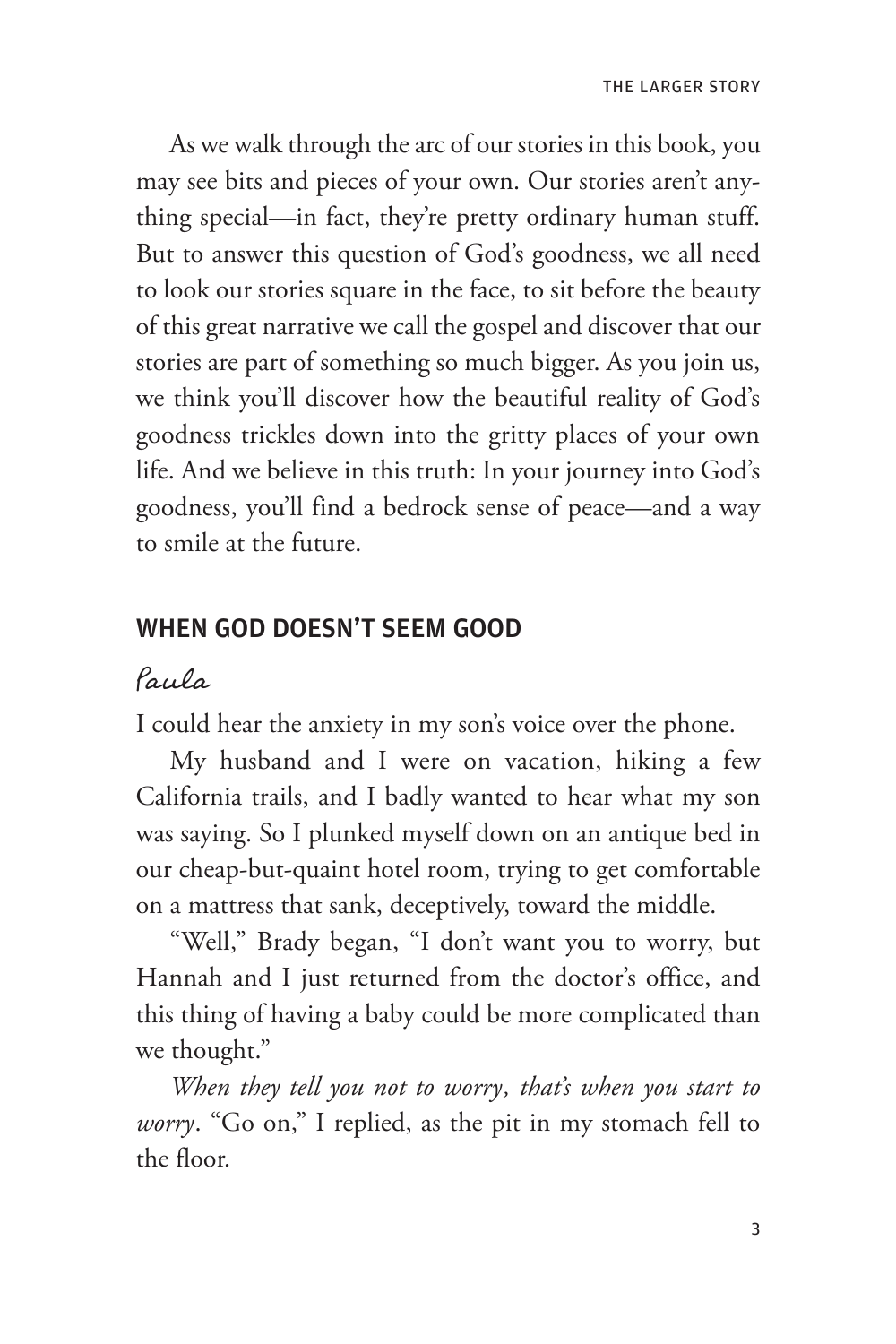As we walk through the arc of our stories in this book, you may see bits and pieces of your own. Our stories aren't anything special—in fact, they're pretty ordinary human stuff. But to answer this question of God's goodness, we all need to look our stories square in the face, to sit before the beauty of this great narrative we call the gospel and discover that our stories are part of something so much bigger. As you join us, we think you'll discover how the beautiful reality of God's goodness trickles down into the gritty places of your own life. And we believe in this truth: In your journey into God's goodness, you'll find a bedrock sense of peace—and a way to smile at the future.

## WHEN GOD DOESN'T SEEM GOOD

*Paula*

I could hear the anxiety in my son's voice over the phone.

My husband and I were on vacation, hiking a few California trails, and I badly wanted to hear what my son was saying. So I plunked myself down on an antique bed in our cheap-but-quaint hotel room, trying to get comfortable on a mattress that sank, deceptively, toward the middle.

"Well," Brady began, "I don't want you to worry, but Hannah and I just returned from the doctor's office, and this thing of having a baby could be more complicated than we thought."

*When they tell you not to worry, that's when you start to worry*. "Go on," I replied, as the pit in my stomach fell to the floor.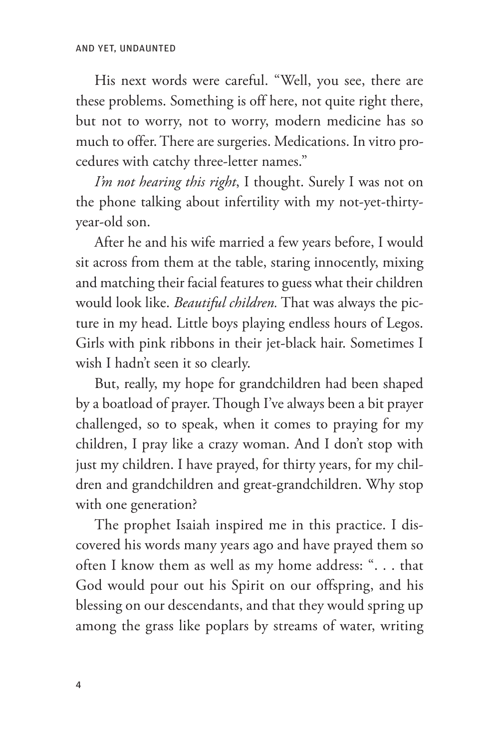His next words were careful. "Well, you see, there are these problems. Something is off here, not quite right there, but not to worry, not to worry, modern medicine has so much to offer. There are surgeries. Medications. In vitro procedures with catchy three-letter names."

*I'm not hearing this right*, I thought. Surely I was not on the phone talking about infertility with my not-yet-thirty-year-old son.

After he and his wife married a few years before, I would sit across from them at the table, staring innocently, mixing and matching their facial features to guess what their children would look like. *Beautiful children.* That was always the picture in my head. Little boys playing endless hours of Legos. Girls with pink ribbons in their jet-black hair. Sometimes I wish I hadn't seen it so clearly.

But, really, my hope for grandchildren had been shaped by a boatload of prayer. Though I've always been a bit prayer challenged, so to speak, when it comes to praying for my children, I pray like a crazy woman. And I don't stop with just my children. I have prayed, for thirty years, for my children and grandchildren and great-grandchildren. Why stop with one generation?

The prophet Isaiah inspired me in this practice. I discovered his words many years ago and have prayed them so often I know them as well as my home address: ". . . that God would pour out his Spirit on our offspring, and his blessing on our descendants, and that they would spring up among the grass like poplars by streams of water, writing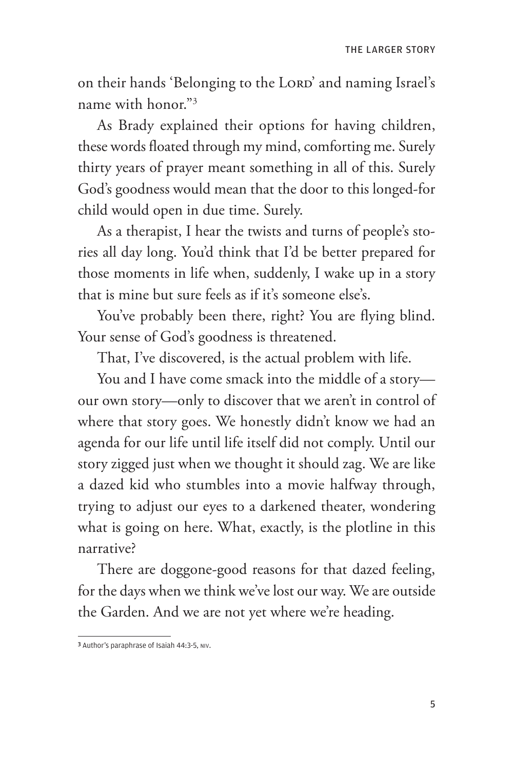on their hands 'Belonging to the LORD' and naming Israel's name with honor."[3]

As Brady explained their options for having children, these words floated through my mind, comforting me. Surely thirty years of prayer meant something in all of this. Surely God's goodness would mean that the door to this longed-for child would open in due time. Surely.

As a therapist, I hear the twists and turns of people's stories all day long. You'd think that I'd be better prepared for those moments in life when, suddenly, I wake up in a story that is mine but sure feels as if it's someone else's.

You've probably been there, right? You are flying blind. Your sense of God's goodness is threatened.

That, I've discovered, is the actual problem with life.

You and I have come smack into the middle of a story—our own story—only to discover that we aren't in control of where that story goes. We honestly didn't know we had an agenda for our life until life itself did not comply. Until our story zigged just when we thought it should zag. We are like a dazed kid who stumbles into a movie halfway through, trying to adjust our eyes to a darkened theater, wondering what is going on here. What, exactly, is the plotline in this narrative?

There are doggone-good reasons for that dazed feeling, for the days when we think we've lost our way. We are outside the Garden. And we are not yet where we're heading.

---

[3] Author's paraphrase of Isaiah 44:3-5, NIV.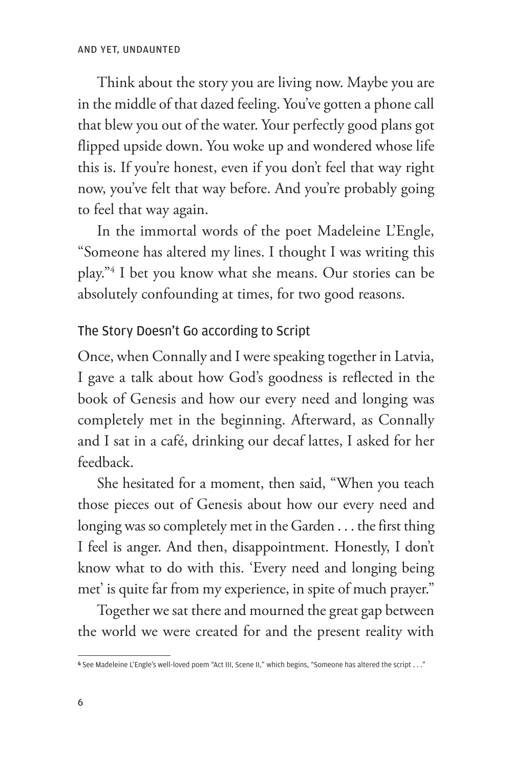Think about the story you are living now. Maybe you are in the middle of that dazed feeling. You've gotten a phone call that blew you out of the water. Your perfectly good plans got flipped upside down. You woke up and wondered whose life this is. If you're honest, even if you don't feel that way right now, you've felt that way before. And you're probably going to feel that way again.

In the immortal words of the poet Madeleine L'Engle, "Someone has altered my lines. I thought I was writing this play."[4] I bet you know what she means. Our stories can be absolutely confounding at times, for two good reasons.

### The Story Doesn't Go according to Script

Once, when Connally and I were speaking together in Latvia, I gave a talk about how God's goodness is reflected in the book of Genesis and how our every need and longing was completely met in the beginning. Afterward, as Connally and I sat in a café, drinking our decaf lattes, I asked for her feedback.

She hesitated for a moment, then said, "When you teach those pieces out of Genesis about how our every need and longing was so completely met in the Garden . . . the first thing I feel is anger. And then, disappointment. Honestly, I don't know what to do with this. 'Every need and longing being met' is quite far from my experience, in spite of much prayer."

Together we sat there and mourned the great gap between the world we were created for and the present reality with

---

[4] See Madeleine L'Engle's well-loved poem "Act III, Scene II," which begins, "Someone has altered the script . . ."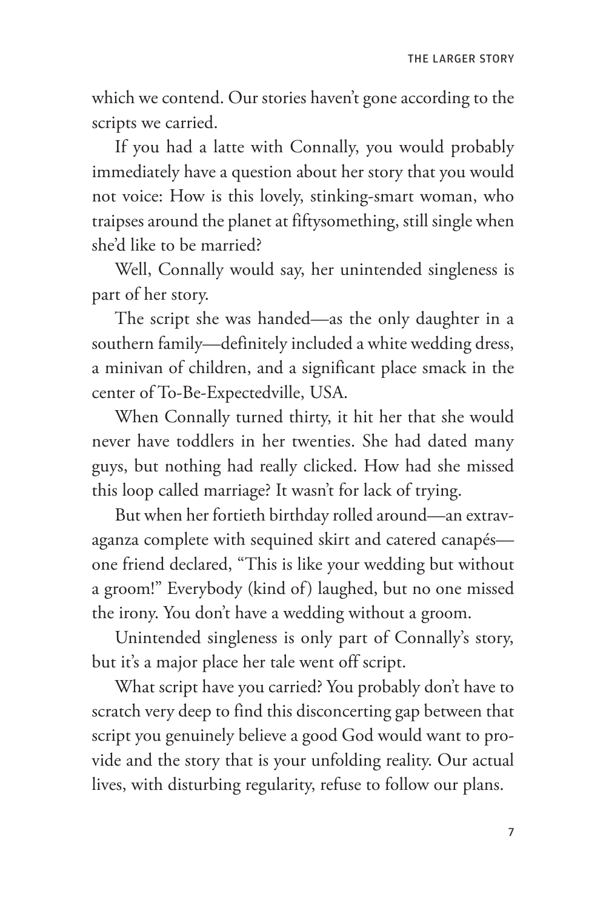which we contend. Our stories haven't gone according to the scripts we carried.

If you had a latte with Connally, you would probably immediately have a question about her story that you would not voice: How is this lovely, stinking-smart woman, who traipses around the planet at fiftysomething, still single when she'd like to be married?

Well, Connally would say, her unintended singleness is part of her story.

The script she was handed—as the only daughter in a southern family—definitely included a white wedding dress, a minivan of children, and a significant place smack in the center of To-Be-Expectedville, USA.

When Connally turned thirty, it hit her that she would never have toddlers in her twenties. She had dated many guys, but nothing had really clicked. How had she missed this loop called marriage? It wasn't for lack of trying.

But when her fortieth birthday rolled around—an extravaganza complete with sequined skirt and catered canapés—one friend declared, "This is like your wedding but without a groom!" Everybody (kind of) laughed, but no one missed the irony. You don't have a wedding without a groom.

Unintended singleness is only part of Connally's story, but it's a major place her tale went off script.

What script have you carried? You probably don't have to scratch very deep to find this disconcerting gap between that script you genuinely believe a good God would want to provide and the story that is your unfolding reality. Our actual lives, with disturbing regularity, refuse to follow our plans.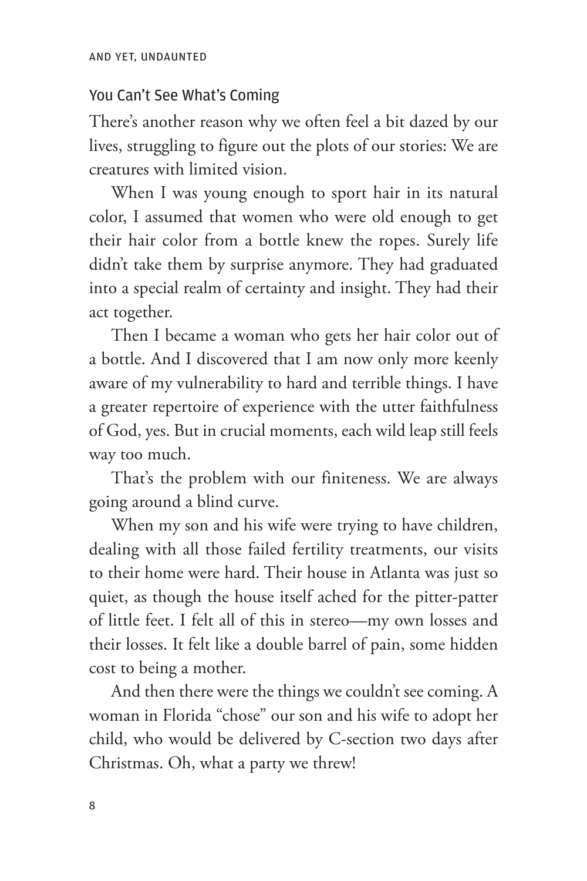## You Can't See What's Coming

There's another reason why we often feel a bit dazed by our lives, struggling to figure out the plots of our stories: We are creatures with limited vision.

When I was young enough to sport hair in its natural color, I assumed that women who were old enough to get their hair color from a bottle knew the ropes. Surely life didn't take them by surprise anymore. They had graduated into a special realm of certainty and insight. They had their act together.

Then I became a woman who gets her hair color out of a bottle. And I discovered that I am now only more keenly aware of my vulnerability to hard and terrible things. I have a greater repertoire of experience with the utter faithfulness of God, yes. But in crucial moments, each wild leap still feels way too much.

That's the problem with our finiteness. We are always going around a blind curve.

When my son and his wife were trying to have children, dealing with all those failed fertility treatments, our visits to their home were hard. Their house in Atlanta was just so quiet, as though the house itself ached for the pitter-patter of little feet. I felt all of this in stereo—my own losses and their losses. It felt like a double barrel of pain, some hidden cost to being a mother.

And then there were the things we couldn't see coming. A woman in Florida "chose" our son and his wife to adopt her child, who would be delivered by C-section two days after Christmas. Oh, what a party we threw!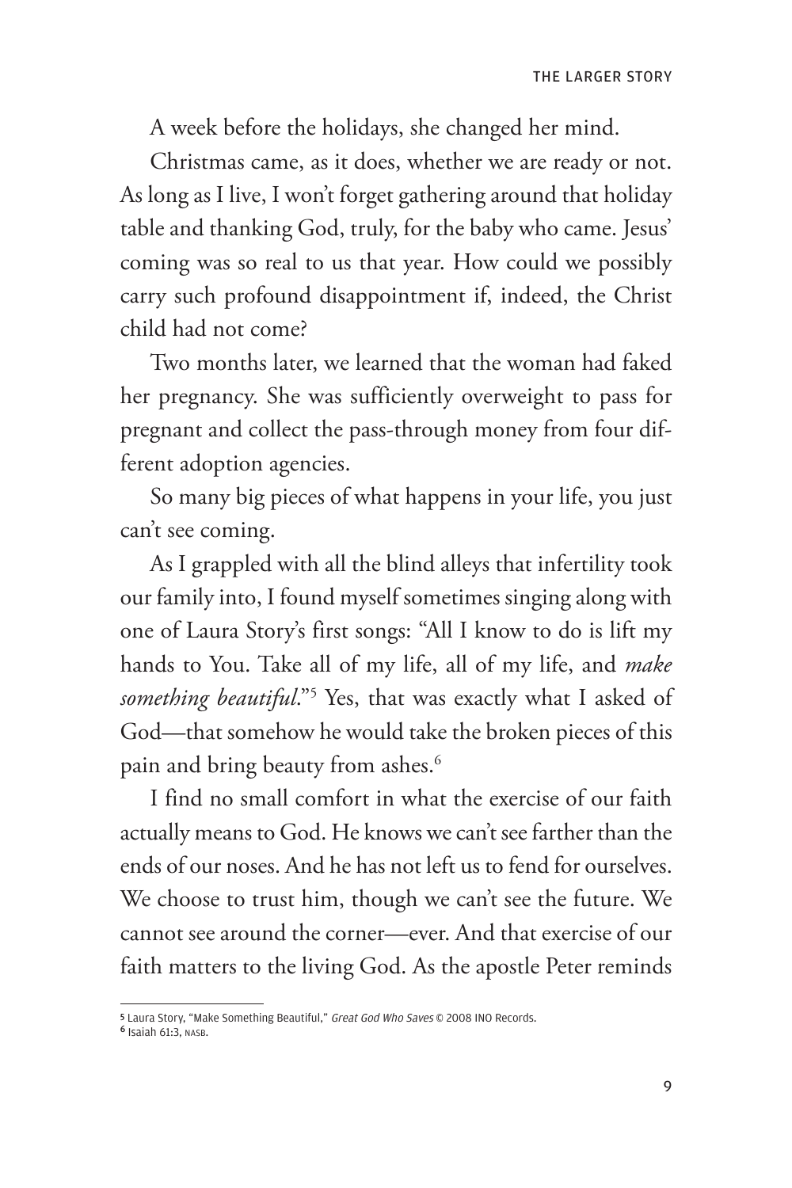A week before the holidays, she changed her mind.

Christmas came, as it does, whether we are ready or not. As long as I live, I won't forget gathering around that holiday table and thanking God, truly, for the baby who came. Jesus' coming was so real to us that year. How could we possibly carry such profound disappointment if, indeed, the Christ child had not come?

Two months later, we learned that the woman had faked her pregnancy. She was sufficiently overweight to pass for pregnant and collect the pass-through money from four different adoption agencies.

So many big pieces of what happens in your life, you just can't see coming.

As I grappled with all the blind alleys that infertility took our family into, I found myself sometimes singing along with one of Laura Story's first songs: "All I know to do is lift my hands to You. Take all of my life, all of my life, and *make something beautiful*."[5] Yes, that was exactly what I asked of God—that somehow he would take the broken pieces of this pain and bring beauty from ashes.[6]

I find no small comfort in what the exercise of our faith actually means to God. He knows we can't see farther than the ends of our noses. And he has not left us to fend for ourselves. We choose to trust him, though we can't see the future. We cannot see around the corner—ever. And that exercise of our faith matters to the living God. As the apostle Peter reminds

---

5 Laura Story, "Make Something Beautiful," *Great God Who Saves* © 2008 INO Records.

6 Isaiah 61:3, NASB.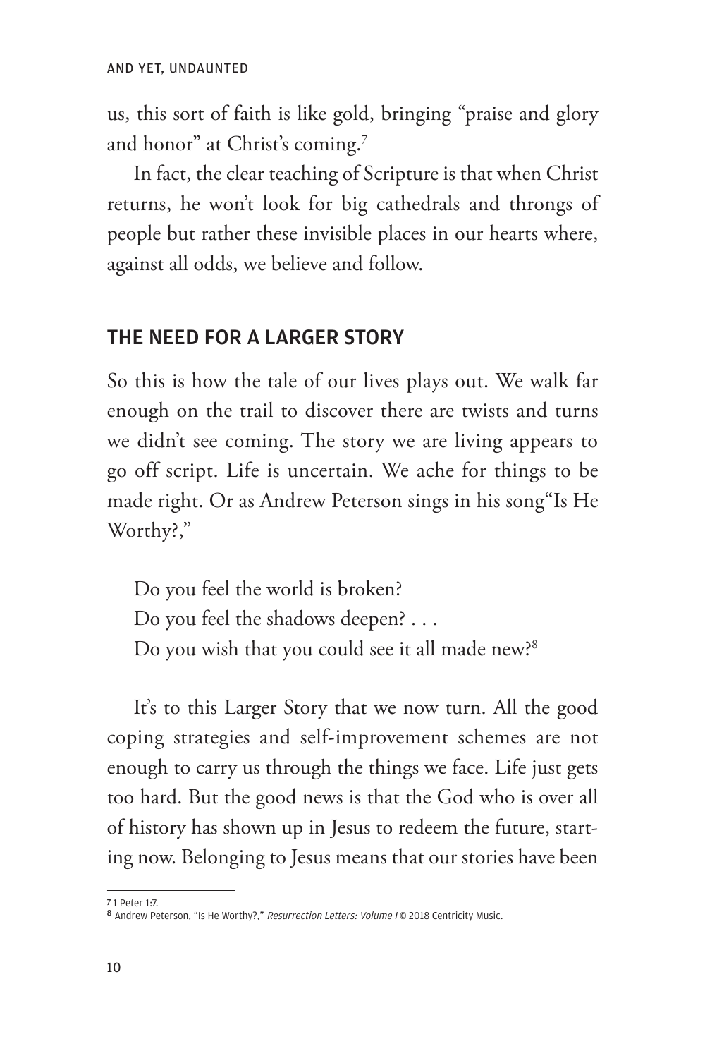us, this sort of faith is like gold, bringing "praise and glory and honor" at Christ's coming.[7]

In fact, the clear teaching of Scripture is that when Christ returns, he won't look for big cathedrals and throngs of people but rather these invisible places in our hearts where, against all odds, we believe and follow.

## THE NEED FOR A LARGER STORY

So this is how the tale of our lives plays out. We walk far enough on the trail to discover there are twists and turns we didn't see coming. The story we are living appears to go off script. Life is uncertain. We ache for things to be made right. Or as Andrew Peterson sings in his song"Is He Worthy?,"

> Do you feel the world is broken?
> Do you feel the shadows deepen? . . .
> Do you wish that you could see it all made new?[8]

It's to this Larger Story that we now turn. All the good coping strategies and self-improvement schemes are not enough to carry us through the things we face. Life just gets too hard. But the good news is that the God who is over all of history has shown up in Jesus to redeem the future, starting now. Belonging to Jesus means that our stories have been

---

7 1 Peter 1:7.

8 Andrew Peterson, "Is He Worthy?," *Resurrection Letters: Volume I* © 2018 Centricity Music.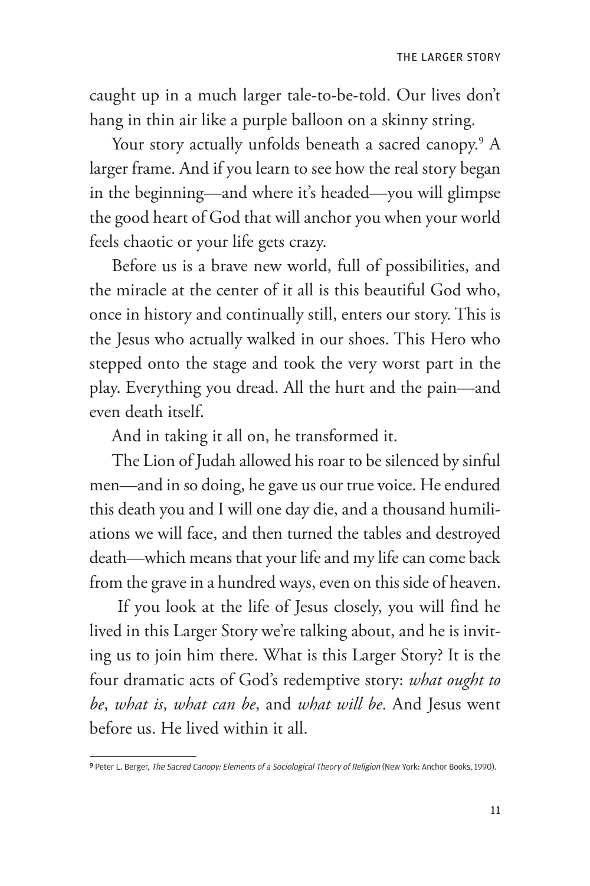caught up in a much larger tale-to-be-told. Our lives don't hang in thin air like a purple balloon on a skinny string.

Your story actually unfolds beneath a sacred canopy.[9] A larger frame. And if you learn to see how the real story began in the beginning—and where it's headed—you will glimpse the good heart of God that will anchor you when your world feels chaotic or your life gets crazy.

Before us is a brave new world, full of possibilities, and the miracle at the center of it all is this beautiful God who, once in history and continually still, enters our story. This is the Jesus who actually walked in our shoes. This Hero who stepped onto the stage and took the very worst part in the play. Everything you dread. All the hurt and the pain—and even death itself.

And in taking it all on, he transformed it.

The Lion of Judah allowed his roar to be silenced by sinful men—and in so doing, he gave us our true voice. He endured this death you and I will one day die, and a thousand humiliations we will face, and then turned the tables and destroyed death—which means that your life and my life can come back from the grave in a hundred ways, even on this side of heaven.

If you look at the life of Jesus closely, you will find he lived in this Larger Story we're talking about, and he is inviting us to join him there. What is this Larger Story? It is the four dramatic acts of God's redemptive story: *what ought to be*, *what is*, *what can be*, and *what will be*. And Jesus went before us. He lived within it all.

---

[9] Peter L. Berger, *The Sacred Canopy: Elements of a Sociological Theory of Religion* (New York: Anchor Books, 1990).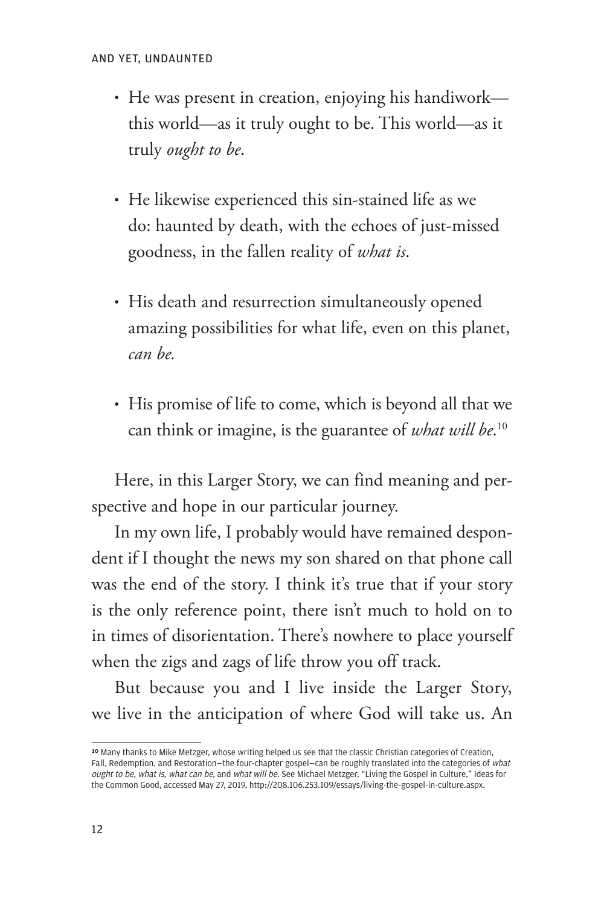- He was present in creation, enjoying his handiwork—this world—as it truly ought to be. This world—as it truly *ought to be*.

- He likewise experienced this sin-stained life as we do: haunted by death, with the echoes of just-missed goodness, in the fallen reality of *what is*.

- His death and resurrection simultaneously opened amazing possibilities for what life, even on this planet, *can be*.

- His promise of life to come, which is beyond all that we can think or imagine, is the guarantee of *what will be*.[10]

Here, in this Larger Story, we can find meaning and perspective and hope in our particular journey.

In my own life, I probably would have remained despondent if I thought the news my son shared on that phone call was the end of the story. I think it's true that if your story is the only reference point, there isn't much to hold on to in times of disorientation. There's nowhere to place yourself when the zigs and zags of life throw you off track.

But because you and I live inside the Larger Story, we live in the anticipation of where God will take us. An

---

[10] Many thanks to Mike Metzger, whose writing helped us see that the classic Christian categories of Creation, Fall, Redemption, and Restoration—the four-chapter gospel—can be roughly translated into the categories of *what ought to be, what is, what can be,* and *what will be*. See Michael Metzger, "Living the Gospel in Culture," Ideas for the Common Good, accessed May 27, 2019, http://208.106.253.109/essays/living-the-gospel-in-culture.aspx.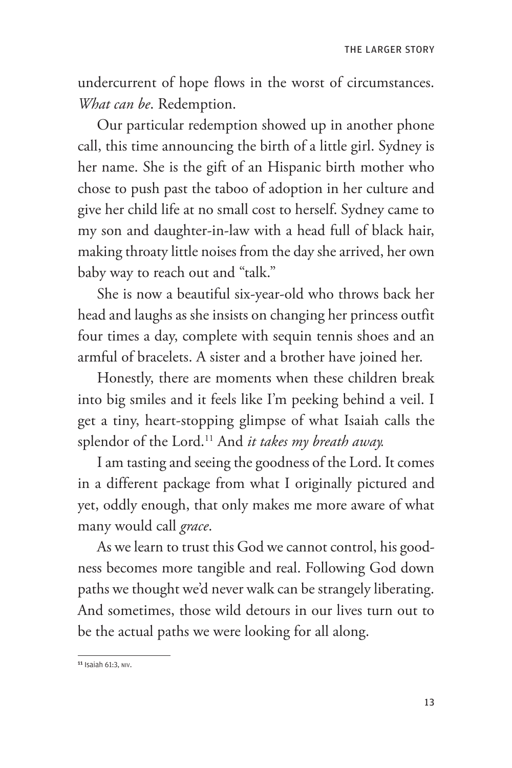undercurrent of hope flows in the worst of circumstances. *What can be*. Redemption.

Our particular redemption showed up in another phone call, this time announcing the birth of a little girl. Sydney is her name. She is the gift of an Hispanic birth mother who chose to push past the taboo of adoption in her culture and give her child life at no small cost to herself. Sydney came to my son and daughter-in-law with a head full of black hair, making throaty little noises from the day she arrived, her own baby way to reach out and "talk."

She is now a beautiful six-year-old who throws back her head and laughs as she insists on changing her princess outfit four times a day, complete with sequin tennis shoes and an armful of bracelets. A sister and a brother have joined her.

Honestly, there are moments when these children break into big smiles and it feels like I'm peeking behind a veil. I get a tiny, heart-stopping glimpse of what Isaiah calls the splendor of the Lord.[11] And *it takes my breath away.*

I am tasting and seeing the goodness of the Lord. It comes in a different package from what I originally pictured and yet, oddly enough, that only makes me more aware of what many would call *grace*.

As we learn to trust this God we cannot control, his goodness becomes more tangible and real. Following God down paths we thought we'd never walk can be strangely liberating. And sometimes, those wild detours in our lives turn out to be the actual paths we were looking for all along.

---

[11] Isaiah 61:3, NIV.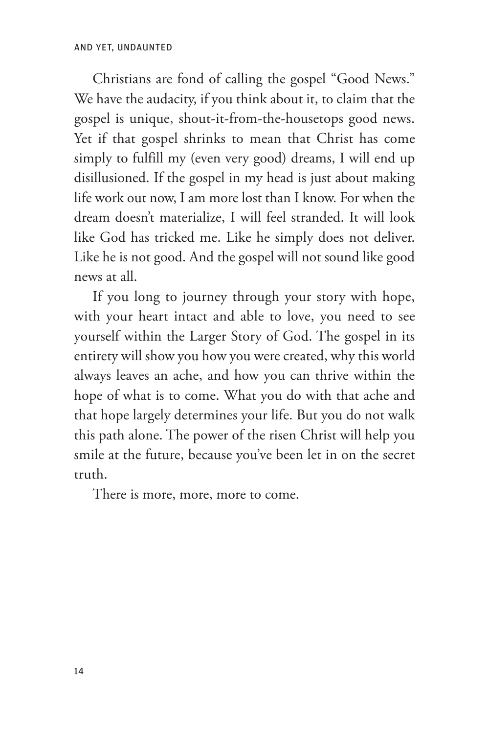Christians are fond of calling the gospel "Good News." We have the audacity, if you think about it, to claim that the gospel is unique, shout-it-from-the-housetops good news. Yet if that gospel shrinks to mean that Christ has come simply to fulfill my (even very good) dreams, I will end up disillusioned. If the gospel in my head is just about making life work out now, I am more lost than I know. For when the dream doesn't materialize, I will feel stranded. It will look like God has tricked me. Like he simply does not deliver. Like he is not good. And the gospel will not sound like good news at all.

If you long to journey through your story with hope, with your heart intact and able to love, you need to see yourself within the Larger Story of God. The gospel in its entirety will show you how you were created, why this world always leaves an ache, and how you can thrive within the hope of what is to come. What you do with that ache and that hope largely determines your life. But you do not walk this path alone. The power of the risen Christ will help you smile at the future, because you've been let in on the secret truth.

There is more, more, more to come.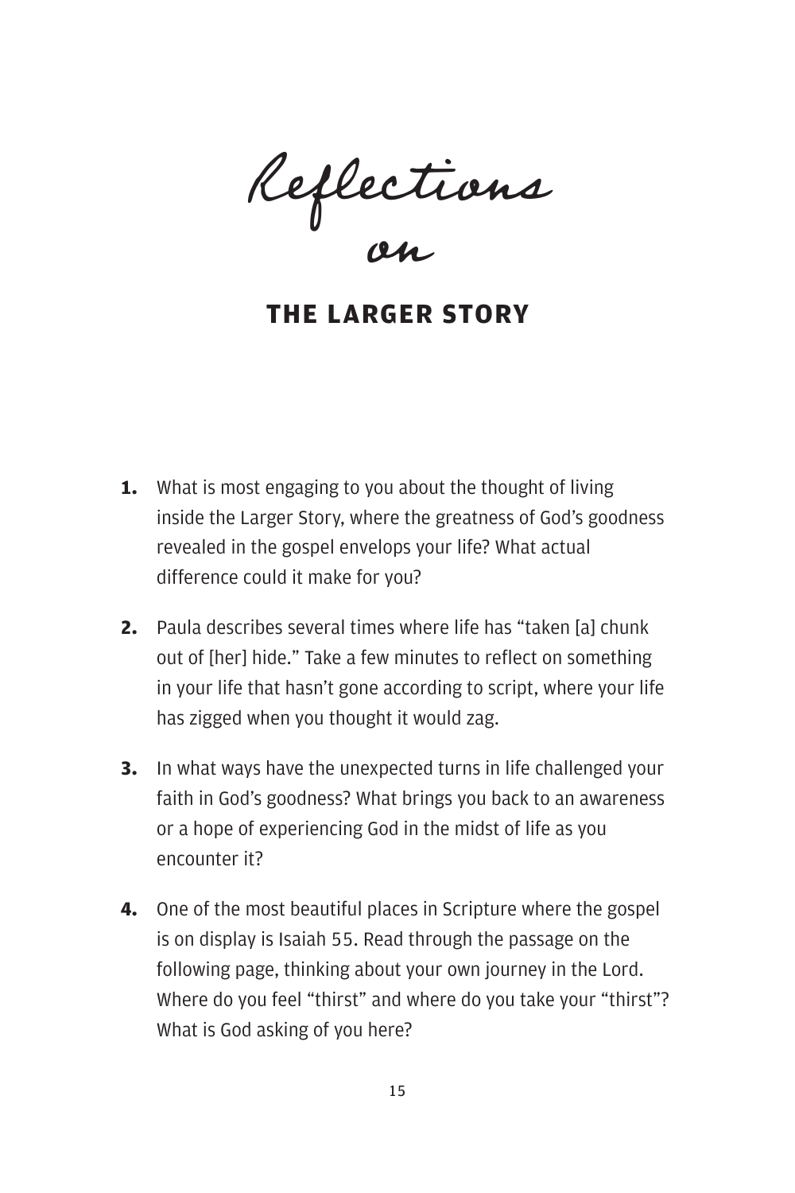*Reflections on*

# THE LARGER STORY

**1.** What is most engaging to you about the thought of living inside the Larger Story, where the greatness of God's goodness revealed in the gospel envelops your life? What actual difference could it make for you?

**2.** Paula describes several times where life has "taken [a] chunk out of [her] hide." Take a few minutes to reflect on something in your life that hasn't gone according to script, where your life has zigged when you thought it would zag.

**3.** In what ways have the unexpected turns in life challenged your faith in God's goodness? What brings you back to an awareness or a hope of experiencing God in the midst of life as you encounter it?

**4.** One of the most beautiful places in Scripture where the gospel is on display is Isaiah 55. Read through the passage on the following page, thinking about your own journey in the Lord. Where do you feel "thirst" and where do you take your "thirst"? What is God asking of you here?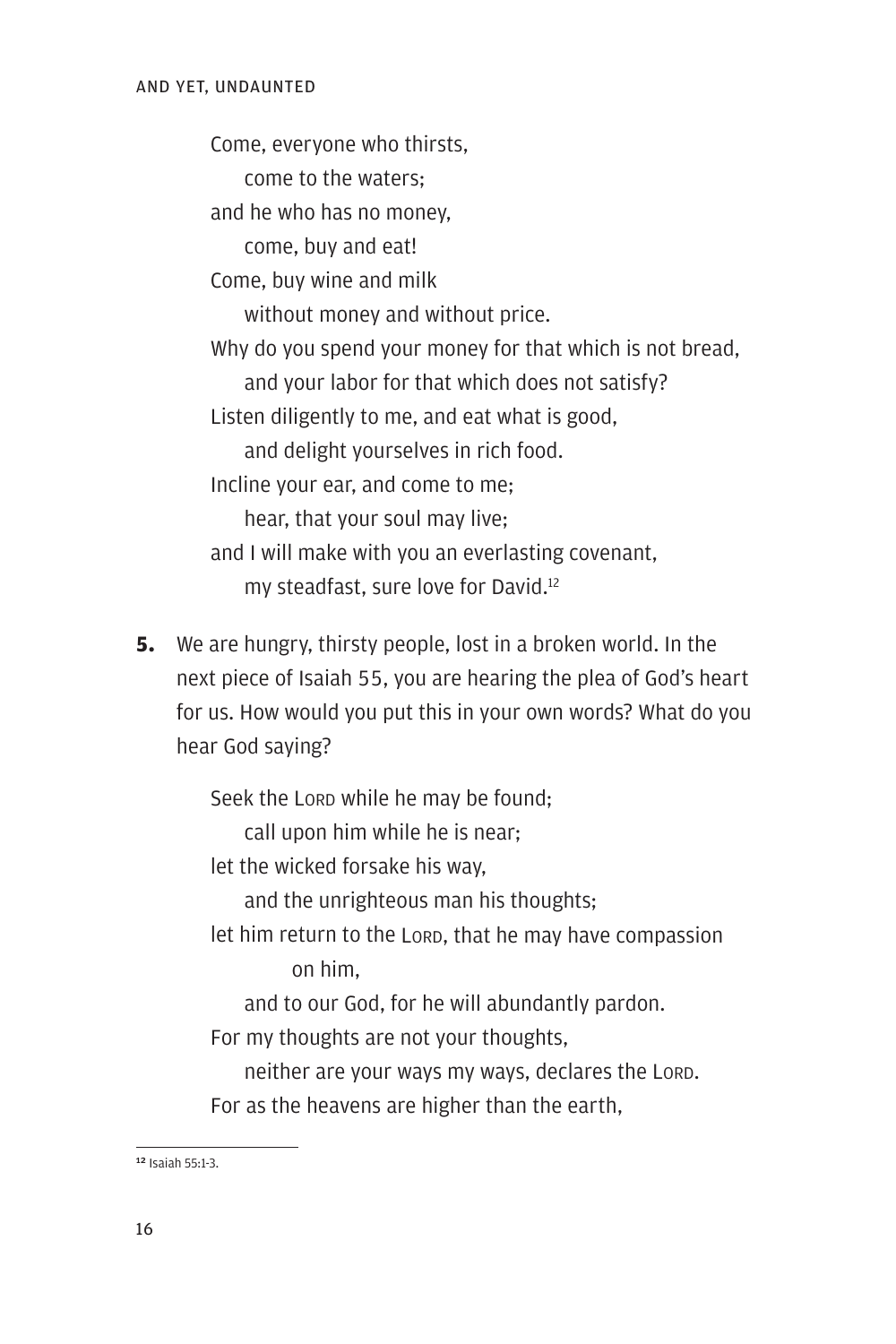> Come, everyone who thirsts,
>     come to the waters;
> and he who has no money,
>     come, buy and eat!
> Come, buy wine and milk
>     without money and without price.
> Why do you spend your money for that which is not bread,
>     and your labor for that which does not satisfy?
> Listen diligently to me, and eat what is good,
>     and delight yourselves in rich food.
> Incline your ear, and come to me;
>     hear, that your soul may live;
> and I will make with you an everlasting covenant,
>     my steadfast, sure love for David.[12]

**5.** We are hungry, thirsty people, lost in a broken world. In the next piece of Isaiah 55, you are hearing the plea of God's heart for us. How would you put this in your own words? What do you hear God saying?

> Seek the LORD while he may be found;
>     call upon him while he is near;
> let the wicked forsake his way,
>     and the unrighteous man his thoughts;
> let him return to the LORD, that he may have compassion on him,
>     and to our God, for he will abundantly pardon.
> For my thoughts are not your thoughts,
>     neither are your ways my ways, declares the LORD.
> For as the heavens are higher than the earth,

[12] Isaiah 55:1-3.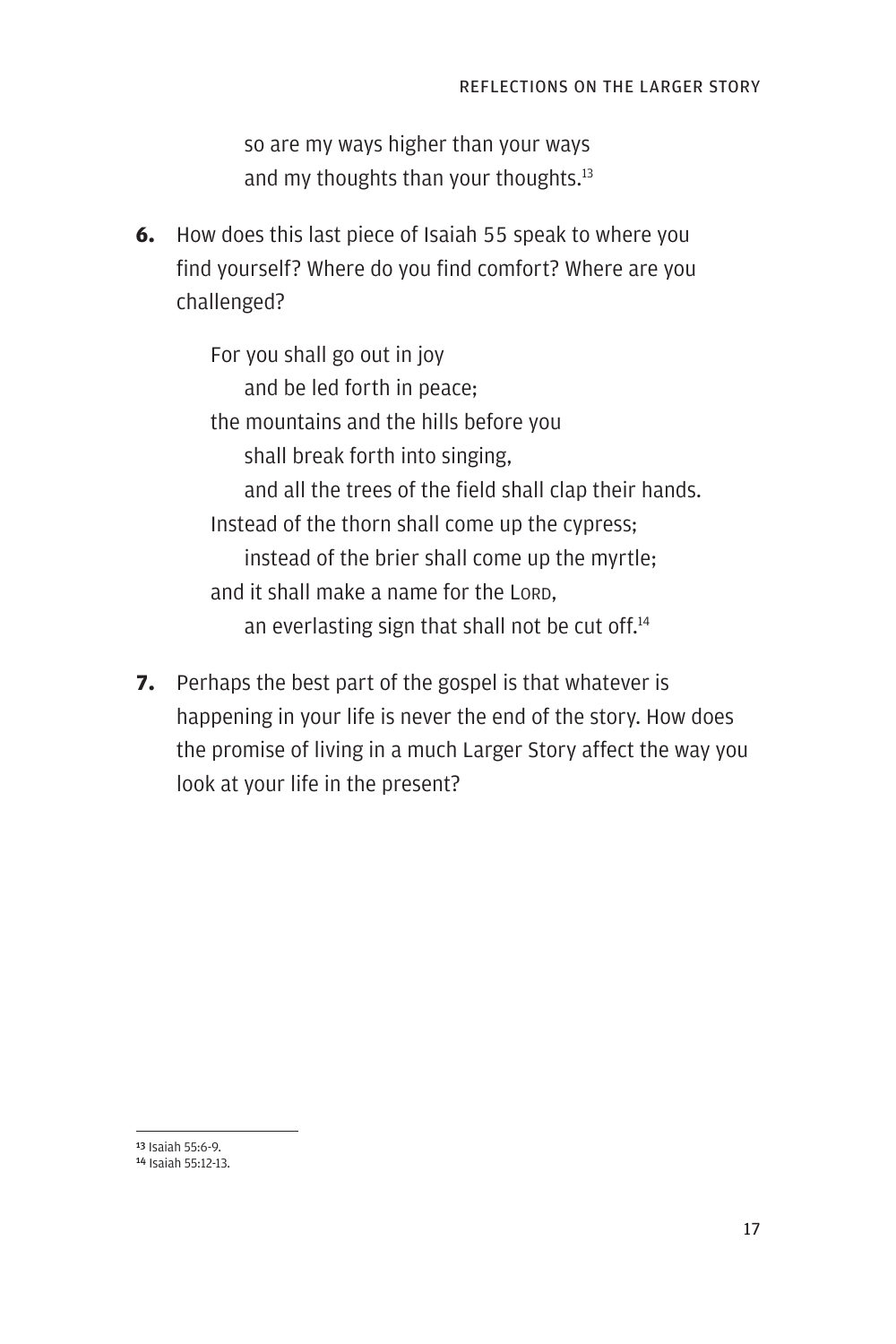so are my ways higher than your ways
and my thoughts than your thoughts.[13]

**6.** How does this last piece of Isaiah 55 speak to where you find yourself? Where do you find comfort? Where are you challenged?

> For you shall go out in joy
> and be led forth in peace;
> the mountains and the hills before you
> shall break forth into singing,
> and all the trees of the field shall clap their hands.
> Instead of the thorn shall come up the cypress;
> instead of the brier shall come up the myrtle;
> and it shall make a name for the LORD,
> an everlasting sign that shall not be cut off.[14]

**7.** Perhaps the best part of the gospel is that whatever is happening in your life is never the end of the story. How does the promise of living in a much Larger Story affect the way you look at your life in the present?

---

[13] Isaiah 55:6-9.
[14] Isaiah 55:12-13.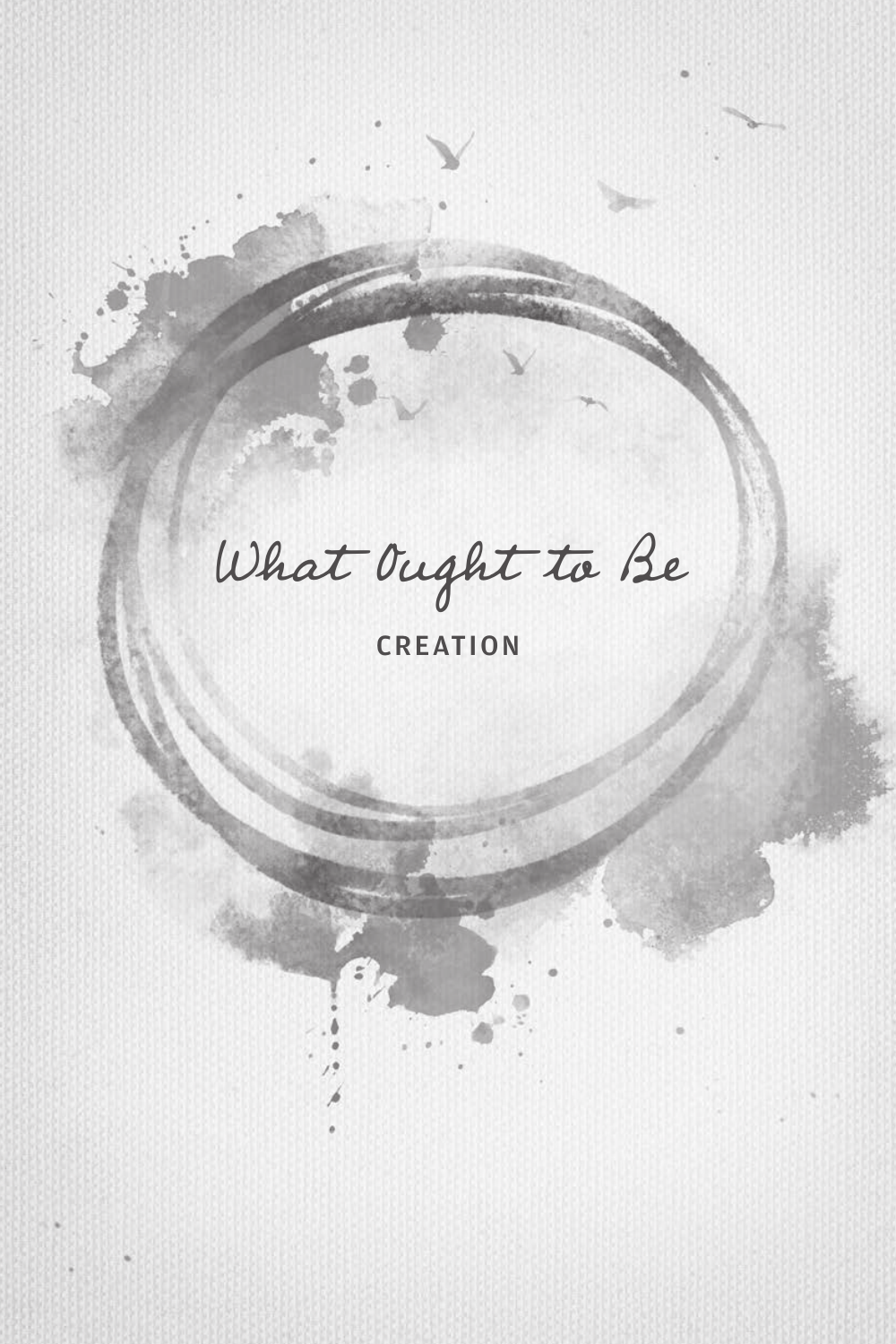# What Ought to Be

## CREATION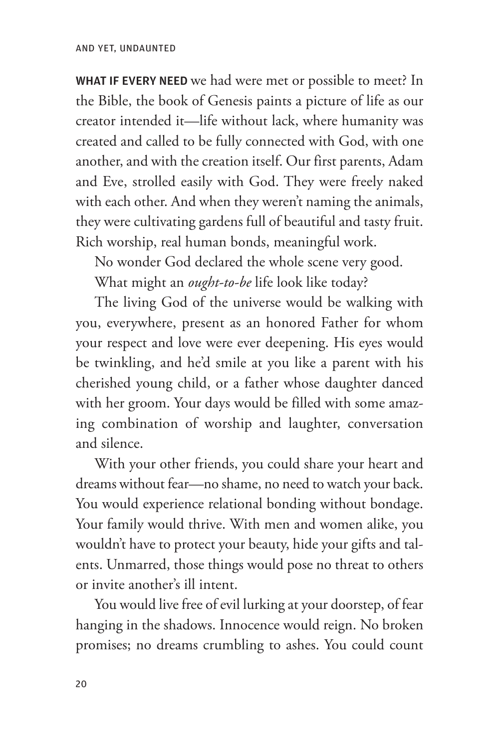**WHAT IF EVERY NEED** we had were met or possible to meet? In the Bible, the book of Genesis paints a picture of life as our creator intended it—life without lack, where humanity was created and called to be fully connected with God, with one another, and with the creation itself. Our first parents, Adam and Eve, strolled easily with God. They were freely naked with each other. And when they weren't naming the animals, they were cultivating gardens full of beautiful and tasty fruit. Rich worship, real human bonds, meaningful work.

No wonder God declared the whole scene very good.

What might an *ought-to-be* life look like today?

The living God of the universe would be walking with you, everywhere, present as an honored Father for whom your respect and love were ever deepening. His eyes would be twinkling, and he'd smile at you like a parent with his cherished young child, or a father whose daughter danced with her groom. Your days would be filled with some amazing combination of worship and laughter, conversation and silence.

With your other friends, you could share your heart and dreams without fear—no shame, no need to watch your back. You would experience relational bonding without bondage. Your family would thrive. With men and women alike, you wouldn't have to protect your beauty, hide your gifts and talents. Unmarred, those things would pose no threat to others or invite another's ill intent.

You would live free of evil lurking at your doorstep, of fear hanging in the shadows. Innocence would reign. No broken promises; no dreams crumbling to ashes. You could count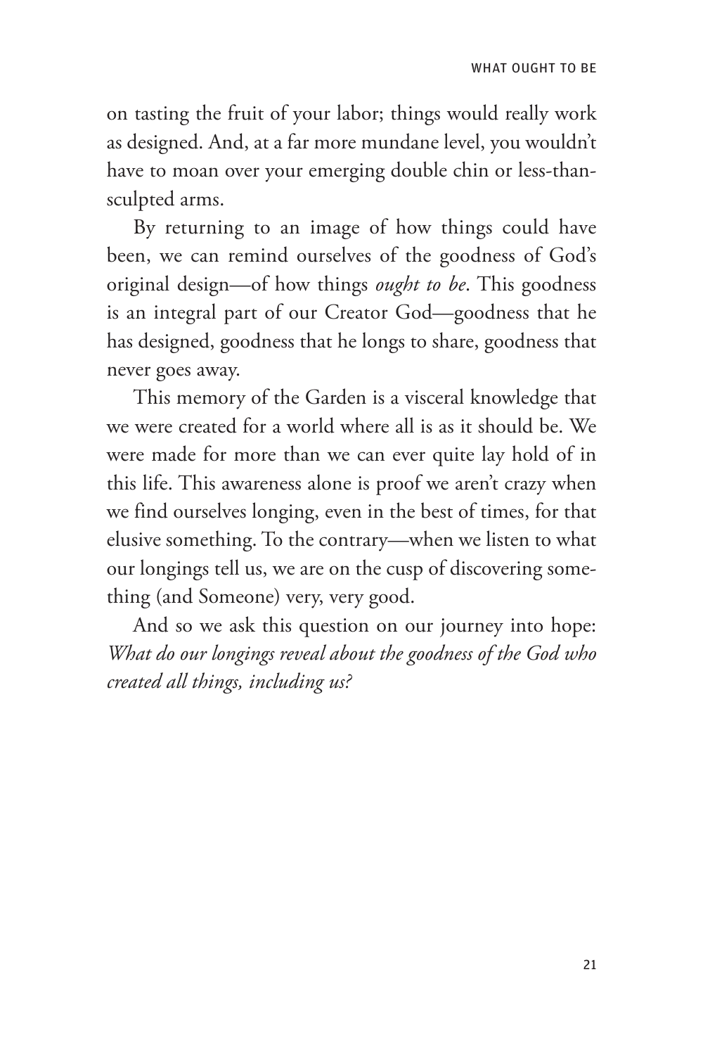on tasting the fruit of your labor; things would really work as designed. And, at a far more mundane level, you wouldn't have to moan over your emerging double chin or less-than-sculpted arms.

By returning to an image of how things could have been, we can remind ourselves of the goodness of God's original design—of how things *ought to be*. This goodness is an integral part of our Creator God—goodness that he has designed, goodness that he longs to share, goodness that never goes away.

This memory of the Garden is a visceral knowledge that we were created for a world where all is as it should be. We were made for more than we can ever quite lay hold of in this life. This awareness alone is proof we aren't crazy when we find ourselves longing, even in the best of times, for that elusive something. To the contrary—when we listen to what our longings tell us, we are on the cusp of discovering something (and Someone) very, very good.

And so we ask this question on our journey into hope: *What do our longings reveal about the goodness of the God who created all things, including us?*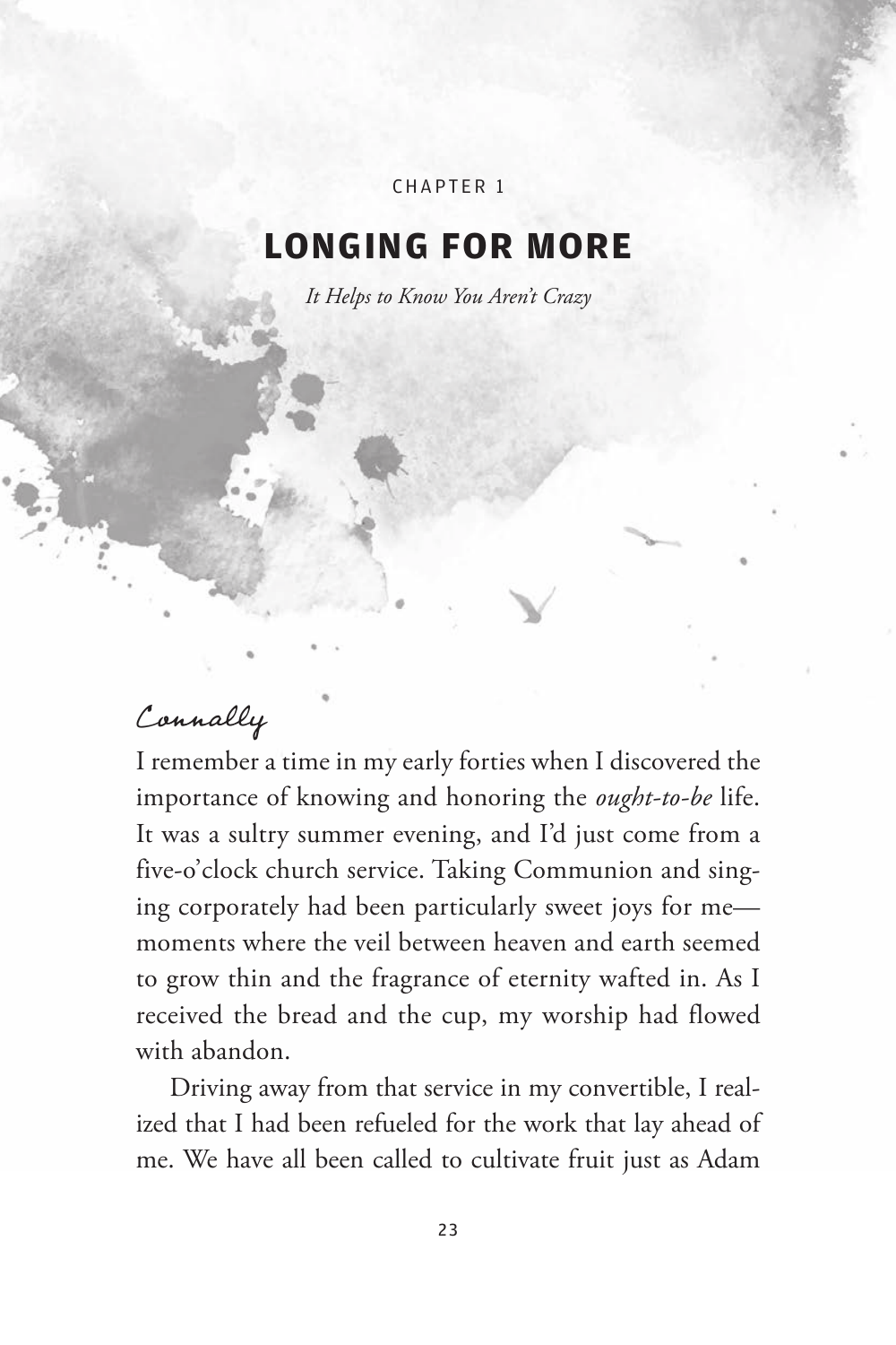CHAPTER 1

# LONGING FOR MORE

*It Helps to Know You Aren't Crazy*

*Connally*

I remember a time in my early forties when I discovered the importance of knowing and honoring the *ought-to-be* life. It was a sultry summer evening, and I'd just come from a five-o'clock church service. Taking Communion and singing corporately had been particularly sweet joys for me—moments where the veil between heaven and earth seemed to grow thin and the fragrance of eternity wafted in. As I received the bread and the cup, my worship had flowed with abandon.

Driving away from that service in my convertible, I realized that I had been refueled for the work that lay ahead of me. We have all been called to cultivate fruit just as Adam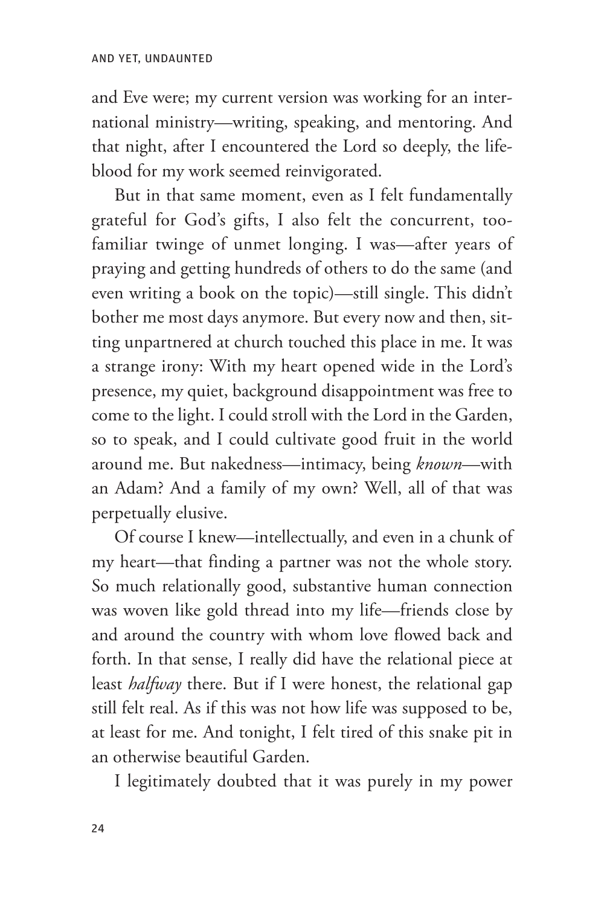and Eve were; my current version was working for an international ministry—writing, speaking, and mentoring. And that night, after I encountered the Lord so deeply, the lifeblood for my work seemed reinvigorated.

But in that same moment, even as I felt fundamentally grateful for God's gifts, I also felt the concurrent, too-familiar twinge of unmet longing. I was—after years of praying and getting hundreds of others to do the same (and even writing a book on the topic)—still single. This didn't bother me most days anymore. But every now and then, sitting unpartnered at church touched this place in me. It was a strange irony: With my heart opened wide in the Lord's presence, my quiet, background disappointment was free to come to the light. I could stroll with the Lord in the Garden, so to speak, and I could cultivate good fruit in the world around me. But nakedness—intimacy, being *known*—with an Adam? And a family of my own? Well, all of that was perpetually elusive.

Of course I knew—intellectually, and even in a chunk of my heart—that finding a partner was not the whole story. So much relationally good, substantive human connection was woven like gold thread into my life—friends close by and around the country with whom love flowed back and forth. In that sense, I really did have the relational piece at least *halfway* there. But if I were honest, the relational gap still felt real. As if this was not how life was supposed to be, at least for me. And tonight, I felt tired of this snake pit in an otherwise beautiful Garden.

I legitimately doubted that it was purely in my power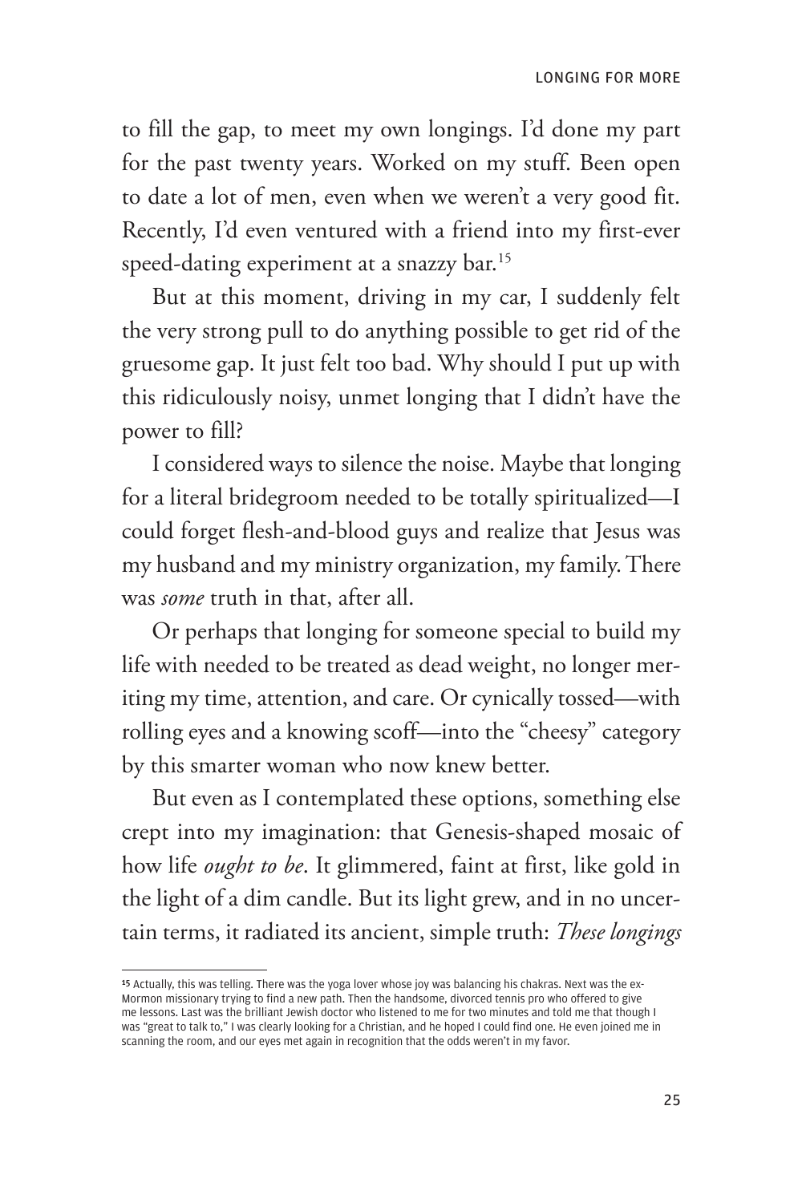to fill the gap, to meet my own longings. I'd done my part for the past twenty years. Worked on my stuff. Been open to date a lot of men, even when we weren't a very good fit. Recently, I'd even ventured with a friend into my first-ever speed-dating experiment at a snazzy bar.[15]

But at this moment, driving in my car, I suddenly felt the very strong pull to do anything possible to get rid of the gruesome gap. It just felt too bad. Why should I put up with this ridiculously noisy, unmet longing that I didn't have the power to fill?

I considered ways to silence the noise. Maybe that longing for a literal bridegroom needed to be totally spiritualized—I could forget flesh-and-blood guys and realize that Jesus was my husband and my ministry organization, my family. There was *some* truth in that, after all.

Or perhaps that longing for someone special to build my life with needed to be treated as dead weight, no longer meriting my time, attention, and care. Or cynically tossed—with rolling eyes and a knowing scoff—into the "cheesy" category by this smarter woman who now knew better.

But even as I contemplated these options, something else crept into my imagination: that Genesis-shaped mosaic of how life *ought to be*. It glimmered, faint at first, like gold in the light of a dim candle. But its light grew, and in no uncertain terms, it radiated its ancient, simple truth: *These longings*

---

[15] Actually, this was telling. There was the yoga lover whose joy was balancing his chakras. Next was the ex-Mormon missionary trying to find a new path. Then the handsome, divorced tennis pro who offered to give me lessons. Last was the brilliant Jewish doctor who listened to me for two minutes and told me that though I was "great to talk to," I was clearly looking for a Christian, and he hoped I could find one. He even joined me in scanning the room, and our eyes met again in recognition that the odds weren't in my favor.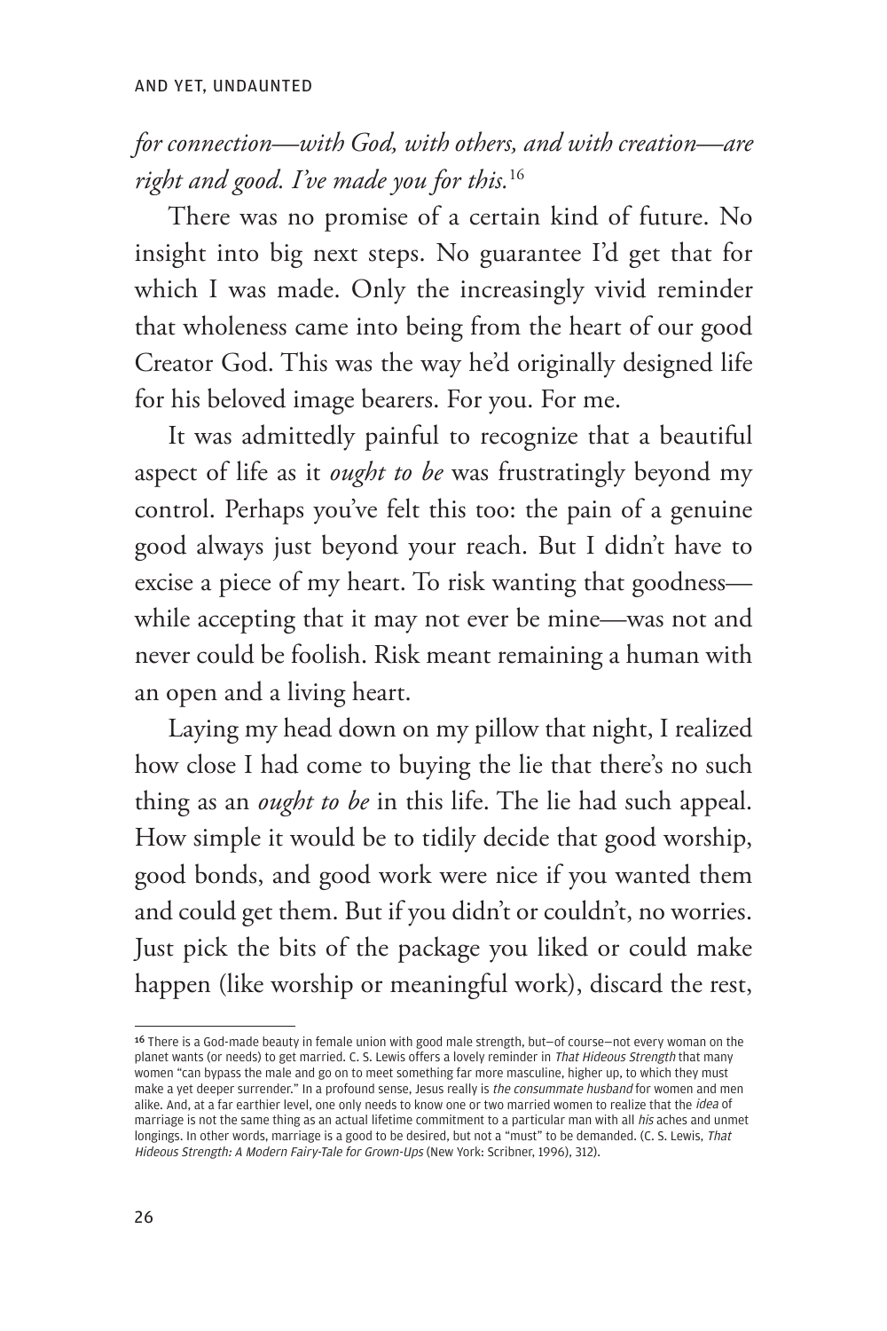*for connection—with God, with others, and with creation—are right and good. I've made you for this.*[16]

There was no promise of a certain kind of future. No insight into big next steps. No guarantee I'd get that for which I was made. Only the increasingly vivid reminder that wholeness came into being from the heart of our good Creator God. This was the way he'd originally designed life for his beloved image bearers. For you. For me.

It was admittedly painful to recognize that a beautiful aspect of life as it *ought to be* was frustratingly beyond my control. Perhaps you've felt this too: the pain of a genuine good always just beyond your reach. But I didn't have to excise a piece of my heart. To risk wanting that goodness—while accepting that it may not ever be mine—was not and never could be foolish. Risk meant remaining a human with an open and a living heart.

Laying my head down on my pillow that night, I realized how close I had come to buying the lie that there's no such thing as an *ought to be* in this life. The lie had such appeal. How simple it would be to tidily decide that good worship, good bonds, and good work were nice if you wanted them and could get them. But if you didn't or couldn't, no worries. Just pick the bits of the package you liked or could make happen (like worship or meaningful work), discard the rest,

---

[16] There is a God-made beauty in female union with good male strength, but—of course—not every woman on the planet wants (or needs) to get married. C. S. Lewis offers a lovely reminder in *That Hideous Strength* that many women "can bypass the male and go on to meet something far more masculine, higher up, to which they must make a yet deeper surrender." In a profound sense, Jesus really is *the consummate husband* for women and men alike. And, at a far earthier level, one only needs to know one or two married women to realize that the *idea* of marriage is not the same thing as an actual lifetime commitment to a particular man with all *his* aches and unmet longings. In other words, marriage is a good to be desired, but not a "must" to be demanded. (C. S. Lewis, *That Hideous Strength: A Modern Fairy-Tale for Grown-Ups* (New York: Scribner, 1996), 312).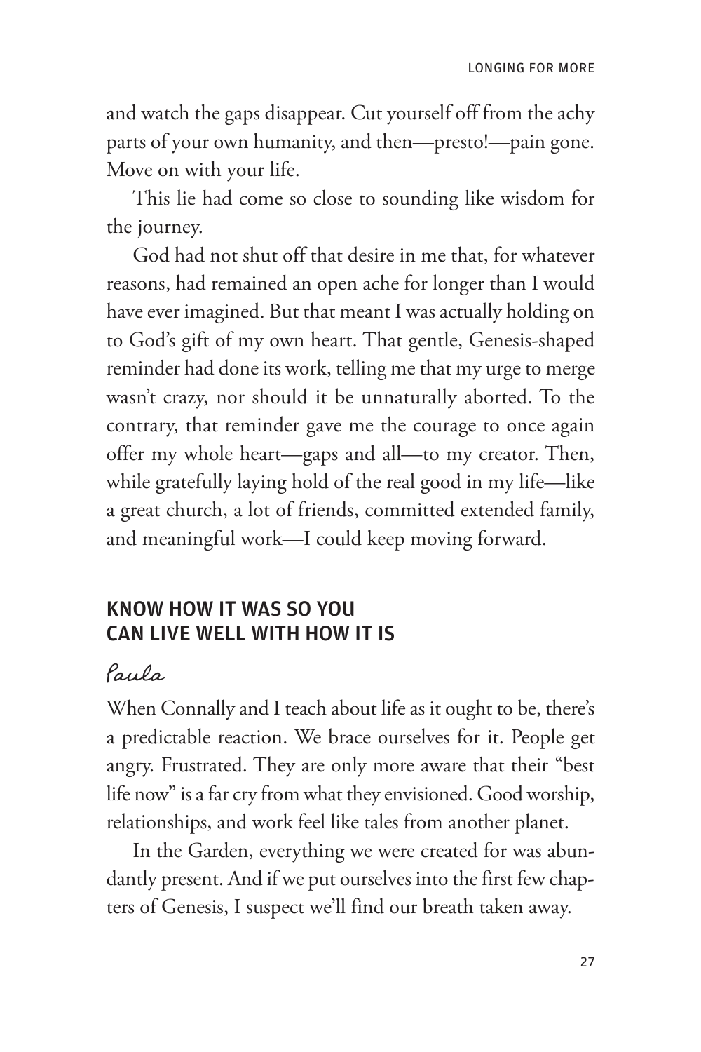and watch the gaps disappear. Cut yourself off from the achy parts of your own humanity, and then—presto!—pain gone. Move on with your life.

This lie had come so close to sounding like wisdom for the journey.

God had not shut off that desire in me that, for whatever reasons, had remained an open ache for longer than I would have ever imagined. But that meant I was actually holding on to God's gift of my own heart. That gentle, Genesis-shaped reminder had done its work, telling me that my urge to merge wasn't crazy, nor should it be unnaturally aborted. To the contrary, that reminder gave me the courage to once again offer my whole heart—gaps and all—to my creator. Then, while gratefully laying hold of the real good in my life—like a great church, a lot of friends, committed extended family, and meaningful work—I could keep moving forward.

## KNOW HOW IT WAS SO YOU CAN LIVE WELL WITH HOW IT IS

*Paula*

When Connally and I teach about life as it ought to be, there's a predictable reaction. We brace ourselves for it. People get angry. Frustrated. They are only more aware that their "best life now" is a far cry from what they envisioned. Good worship, relationships, and work feel like tales from another planet.

In the Garden, everything we were created for was abundantly present. And if we put ourselves into the first few chapters of Genesis, I suspect we'll find our breath taken away.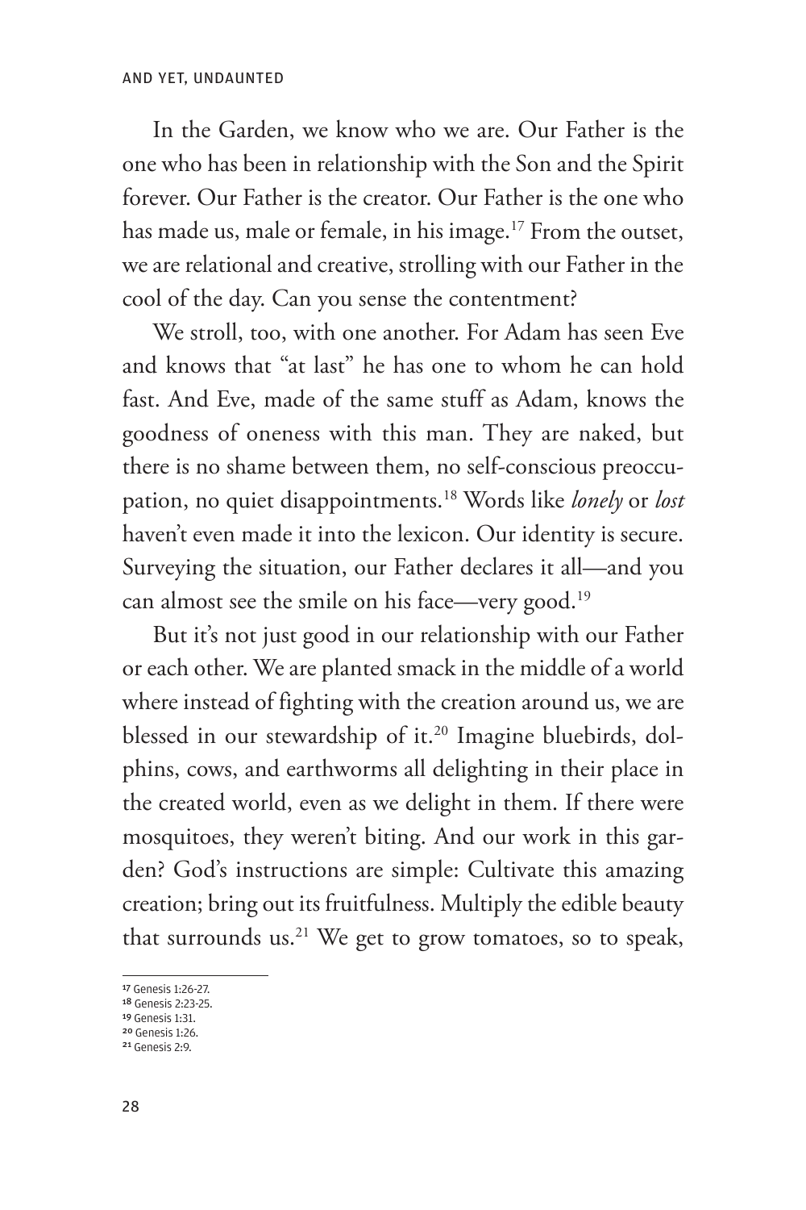In the Garden, we know who we are. Our Father is the one who has been in relationship with the Son and the Spirit forever. Our Father is the creator. Our Father is the one who has made us, male or female, in his image.[17] From the outset, we are relational and creative, strolling with our Father in the cool of the day. Can you sense the contentment?

We stroll, too, with one another. For Adam has seen Eve and knows that "at last" he has one to whom he can hold fast. And Eve, made of the same stuff as Adam, knows the goodness of oneness with this man. They are naked, but there is no shame between them, no self-conscious preoccupation, no quiet disappointments.[18] Words like *lonely* or *lost* haven't even made it into the lexicon. Our identity is secure. Surveying the situation, our Father declares it all—and you can almost see the smile on his face—very good.[19]

But it's not just good in our relationship with our Father or each other. We are planted smack in the middle of a world where instead of fighting with the creation around us, we are blessed in our stewardship of it.[20] Imagine bluebirds, dolphins, cows, and earthworms all delighting in their place in the created world, even as we delight in them. If there were mosquitoes, they weren't biting. And our work in this garden? God's instructions are simple: Cultivate this amazing creation; bring out its fruitfulness. Multiply the edible beauty that surrounds us.[21] We get to grow tomatoes, so to speak,

---

[17] Genesis 1:26-27.
[18] Genesis 2:23-25.
[19] Genesis 1:31.
[20] Genesis 1:26.
[21] Genesis 2:9.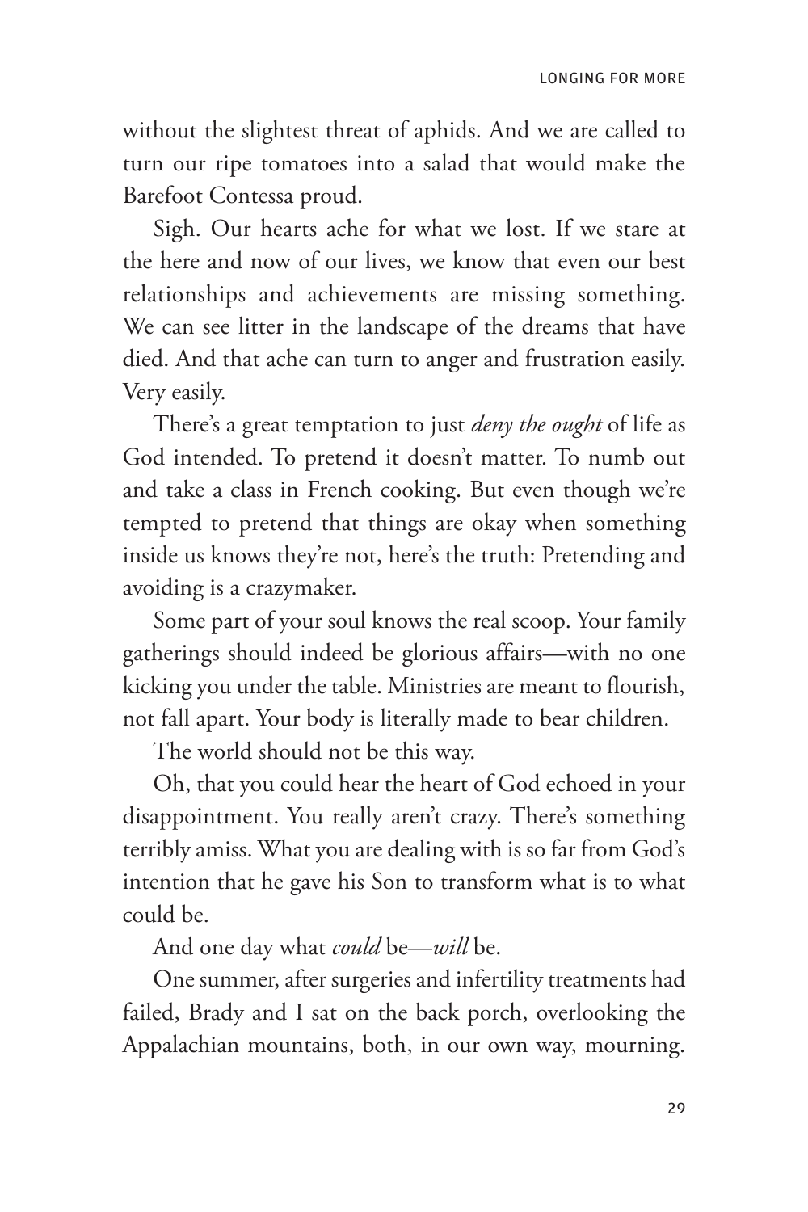without the slightest threat of aphids. And we are called to turn our ripe tomatoes into a salad that would make the Barefoot Contessa proud.

Sigh. Our hearts ache for what we lost. If we stare at the here and now of our lives, we know that even our best relationships and achievements are missing something. We can see litter in the landscape of the dreams that have died. And that ache can turn to anger and frustration easily. Very easily.

There's a great temptation to just *deny the ought* of life as God intended. To pretend it doesn't matter. To numb out and take a class in French cooking. But even though we're tempted to pretend that things are okay when something inside us knows they're not, here's the truth: Pretending and avoiding is a crazymaker.

Some part of your soul knows the real scoop. Your family gatherings should indeed be glorious affairs—with no one kicking you under the table. Ministries are meant to flourish, not fall apart. Your body is literally made to bear children.

The world should not be this way.

Oh, that you could hear the heart of God echoed in your disappointment. You really aren't crazy. There's something terribly amiss. What you are dealing with is so far from God's intention that he gave his Son to transform what is to what could be.

And one day what *could* be—*will* be.

One summer, after surgeries and infertility treatments had failed, Brady and I sat on the back porch, overlooking the Appalachian mountains, both, in our own way, mourning.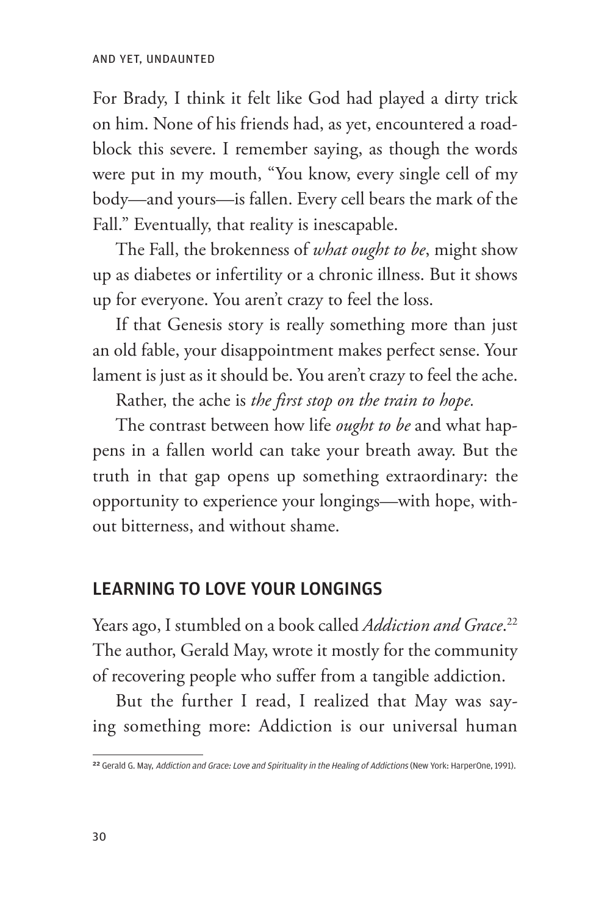For Brady, I think it felt like God had played a dirty trick on him. None of his friends had, as yet, encountered a roadblock this severe. I remember saying, as though the words were put in my mouth, "You know, every single cell of my body—and yours—is fallen. Every cell bears the mark of the Fall." Eventually, that reality is inescapable.

The Fall, the brokenness of *what ought to be*, might show up as diabetes or infertility or a chronic illness. But it shows up for everyone. You aren't crazy to feel the loss.

If that Genesis story is really something more than just an old fable, your disappointment makes perfect sense. Your lament is just as it should be. You aren't crazy to feel the ache.

Rather, the ache is *the first stop on the train to hope.*

The contrast between how life *ought to be* and what happens in a fallen world can take your breath away. But the truth in that gap opens up something extraordinary: the opportunity to experience your longings—with hope, without bitterness, and without shame.

## LEARNING TO LOVE YOUR LONGINGS

Years ago, I stumbled on a book called *Addiction and Grace*.[22] The author, Gerald May, wrote it mostly for the community of recovering people who suffer from a tangible addiction.

But the further I read, I realized that May was saying something more: Addiction is our universal human

---

[22] Gerald G. May, *Addiction and Grace: Love and Spirituality in the Healing of Addictions* (New York: HarperOne, 1991).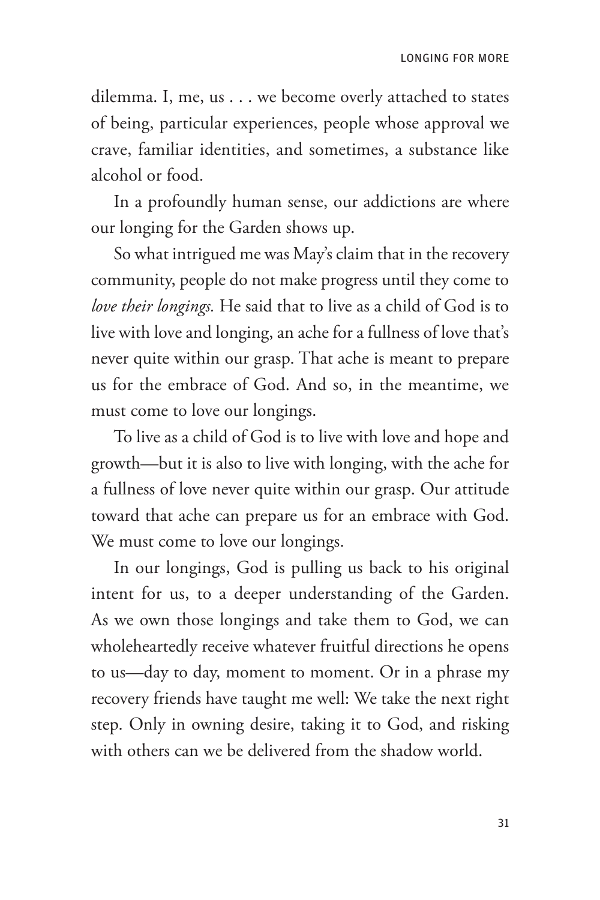dilemma. I, me, us . . . we become overly attached to states of being, particular experiences, people whose approval we crave, familiar identities, and sometimes, a substance like alcohol or food.

In a profoundly human sense, our addictions are where our longing for the Garden shows up.

So what intrigued me was May's claim that in the recovery community, people do not make progress until they come to *love their longings.* He said that to live as a child of God is to live with love and longing, an ache for a fullness of love that's never quite within our grasp. That ache is meant to prepare us for the embrace of God. And so, in the meantime, we must come to love our longings.

To live as a child of God is to live with love and hope and growth—but it is also to live with longing, with the ache for a fullness of love never quite within our grasp. Our attitude toward that ache can prepare us for an embrace with God. We must come to love our longings.

In our longings, God is pulling us back to his original intent for us, to a deeper understanding of the Garden. As we own those longings and take them to God, we can wholeheartedly receive whatever fruitful directions he opens to us—day to day, moment to moment. Or in a phrase my recovery friends have taught me well: We take the next right step. Only in owning desire, taking it to God, and risking with others can we be delivered from the shadow world.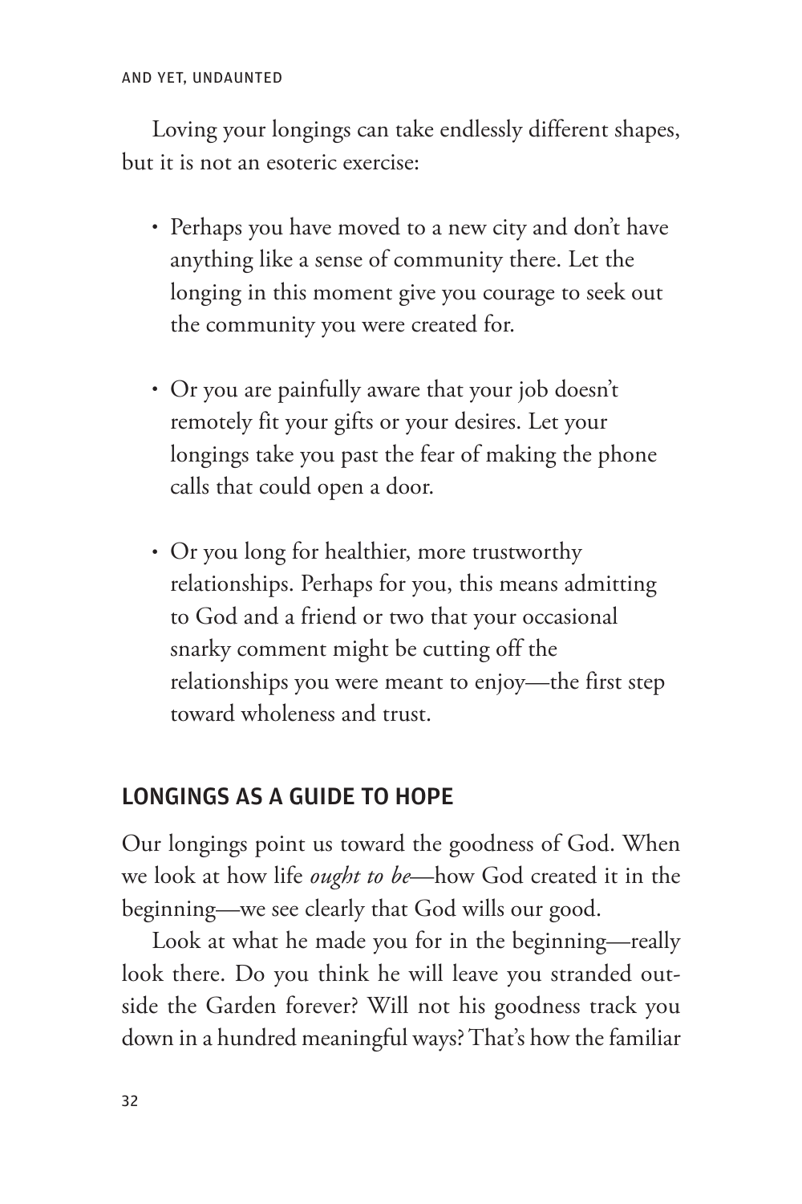Loving your longings can take endlessly different shapes, but it is not an esoteric exercise:

- Perhaps you have moved to a new city and don't have anything like a sense of community there. Let the longing in this moment give you courage to seek out the community you were created for.
- Or you are painfully aware that your job doesn't remotely fit your gifts or your desires. Let your longings take you past the fear of making the phone calls that could open a door.
- Or you long for healthier, more trustworthy relationships. Perhaps for you, this means admitting to God and a friend or two that your occasional snarky comment might be cutting off the relationships you were meant to enjoy—the first step toward wholeness and trust.

## LONGINGS AS A GUIDE TO HOPE

Our longings point us toward the goodness of God. When we look at how life *ought to be*—how God created it in the beginning—we see clearly that God wills our good.

Look at what he made you for in the beginning—really look there. Do you think he will leave you stranded outside the Garden forever? Will not his goodness track you down in a hundred meaningful ways? That's how the familiar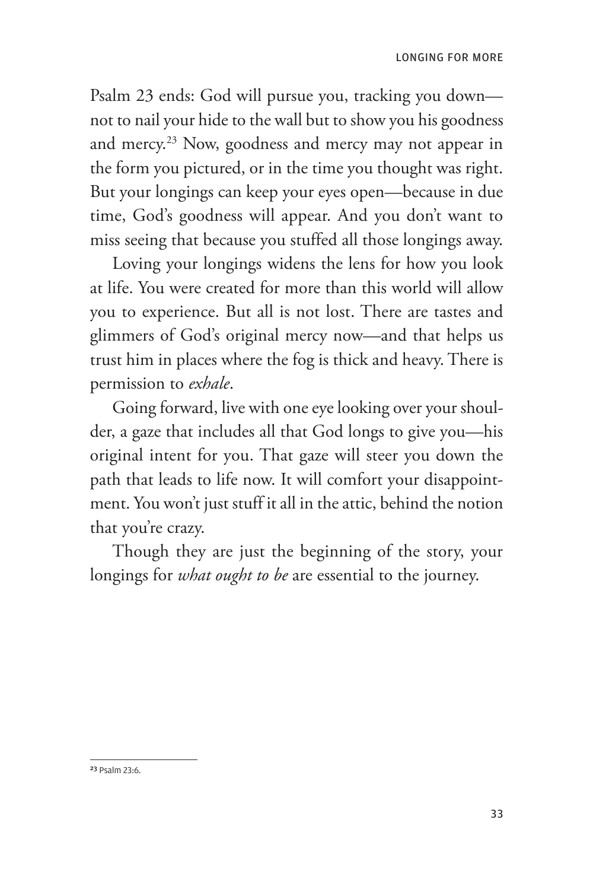Psalm 23 ends: God will pursue you, tracking you down—not to nail your hide to the wall but to show you his goodness and mercy.[23] Now, goodness and mercy may not appear in the form you pictured, or in the time you thought was right. But your longings can keep your eyes open—because in due time, God's goodness will appear. And you don't want to miss seeing that because you stuffed all those longings away.

Loving your longings widens the lens for how you look at life. You were created for more than this world will allow you to experience. But all is not lost. There are tastes and glimmers of God's original mercy now—and that helps us trust him in places where the fog is thick and heavy. There is permission to *exhale*.

Going forward, live with one eye looking over your shoulder, a gaze that includes all that God longs to give you—his original intent for you. That gaze will steer you down the path that leads to life now. It will comfort your disappointment. You won't just stuff it all in the attic, behind the notion that you're crazy.

Though they are just the beginning of the story, your longings for *what ought to be* are essential to the journey.

---

[23] Psalm 23:6.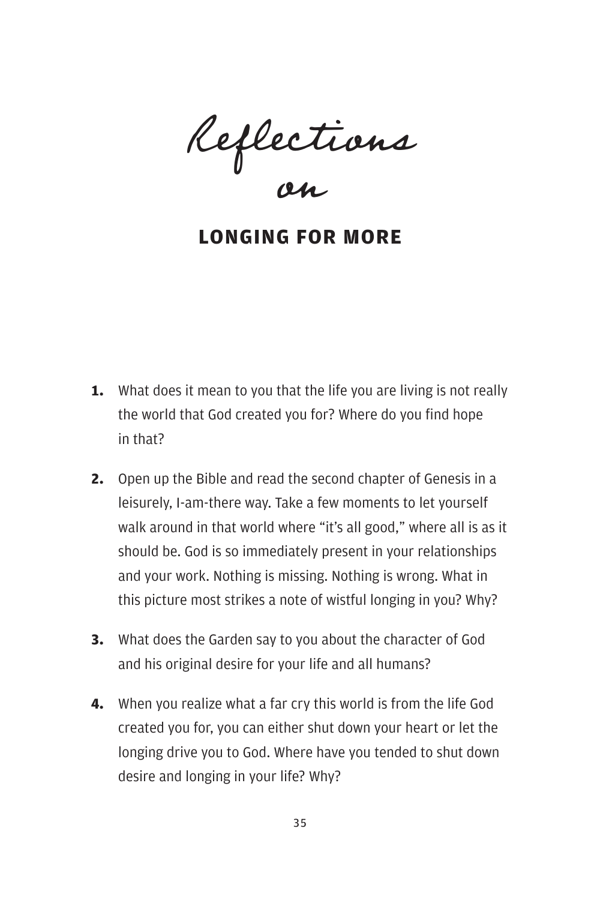*Reflections on*

# LONGING FOR MORE

1. What does it mean to you that the life you are living is not really the world that God created you for? Where do you find hope in that?

2. Open up the Bible and read the second chapter of Genesis in a leisurely, I-am-there way. Take a few moments to let yourself walk around in that world where "it's all good," where all is as it should be. God is so immediately present in your relationships and your work. Nothing is missing. Nothing is wrong. What in this picture most strikes a note of wistful longing in you? Why?

3. What does the Garden say to you about the character of God and his original desire for your life and all humans?

4. When you realize what a far cry this world is from the life God created you for, you can either shut down your heart or let the longing drive you to God. Where have you tended to shut down desire and longing in your life? Why?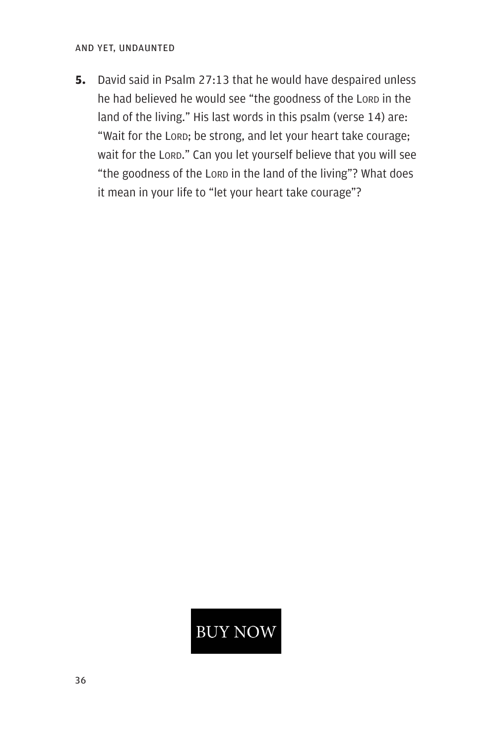5. David said in Psalm 27:13 that he would have despaired unless he had believed he would see "the goodness of the LORD in the land of the living." His last words in this psalm (verse 14) are: "Wait for the LORD; be strong, and let your heart take courage; wait for the LORD." Can you let yourself believe that you will see "the goodness of the LORD in the land of the living"? What does it mean in your life to "let your heart take courage"?

BUY NOW